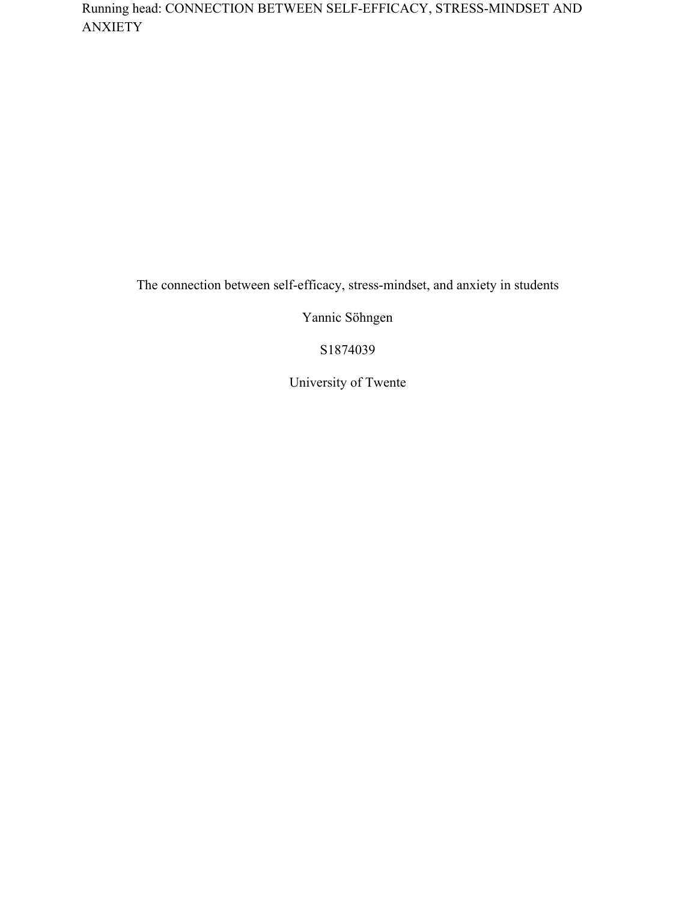# The connection between self-efficacy, stress-mindset, and anxiety in students

Yannic Söhngen

S1874039

University of Twente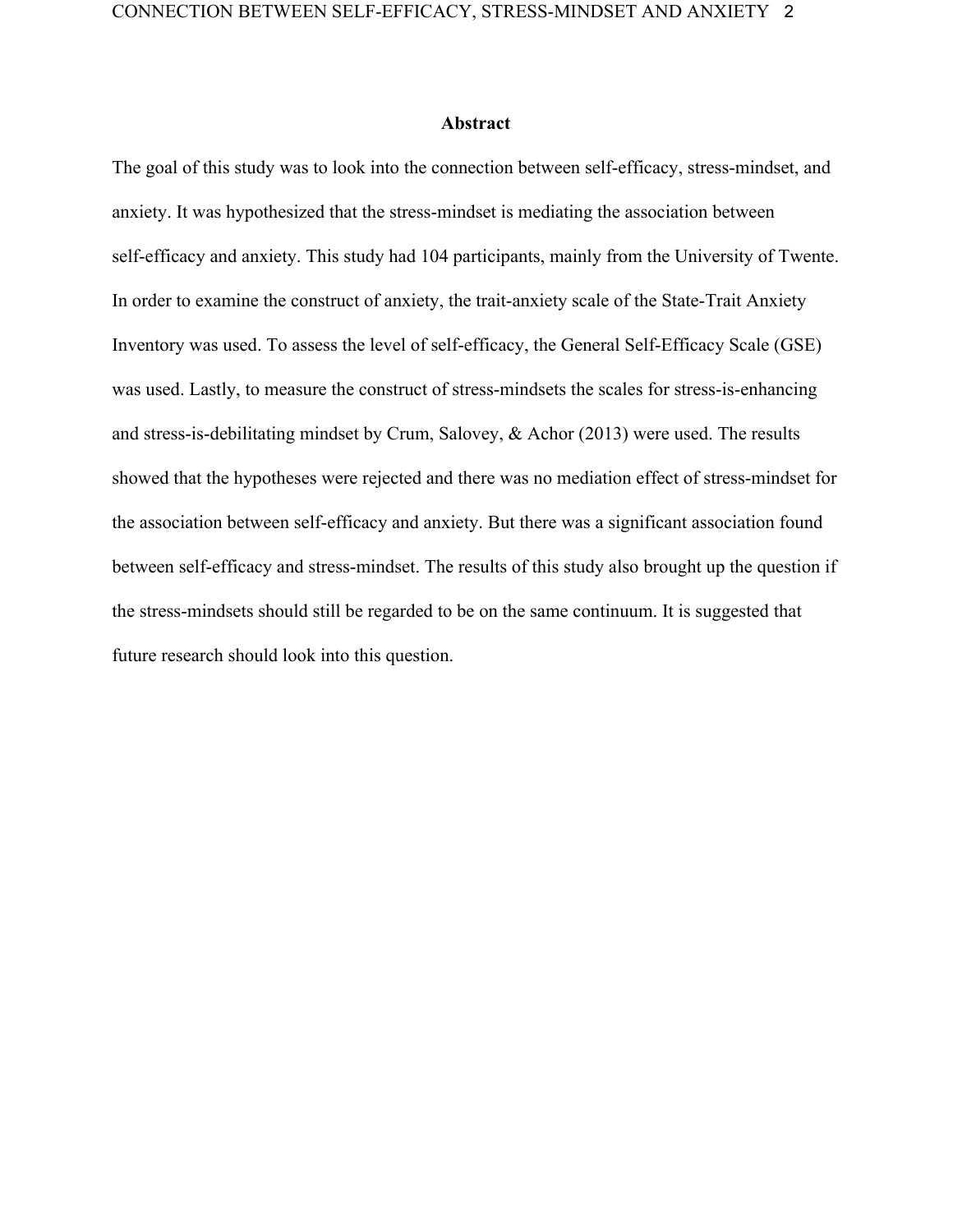## Abstract

The goal of this study was to look into the connection between self-efficacy, stress-mindset, and anxiety. It was hypothesized that the stress-mindset is mediating the association between self-efficacy and anxiety. This study had 104 participants, mainly from the University of Twente. In order to examine the construct of anxiety, the trait-anxiety scale of the State-Trait Anxiety Inventory was used. To assess the level of self-efficacy, the General Self-Efficacy Scale (GSE) was used. Lastly, to measure the construct of stress-mindsets the scales for stress-is-enhancing and stress-is-debilitating mindset by Crum, Salovey, & Achor (2013) were used. The results showed that the hypotheses were rejected and there was no mediation effect of stress-mindset for the association between self-efficacy and anxiety. But there was a significant association found between self-efficacy and stress-mindset. The results of this study also brought up the question if the stress-mindsets should still be regarded to be on the same continuum. It is suggested that future research should look into this question.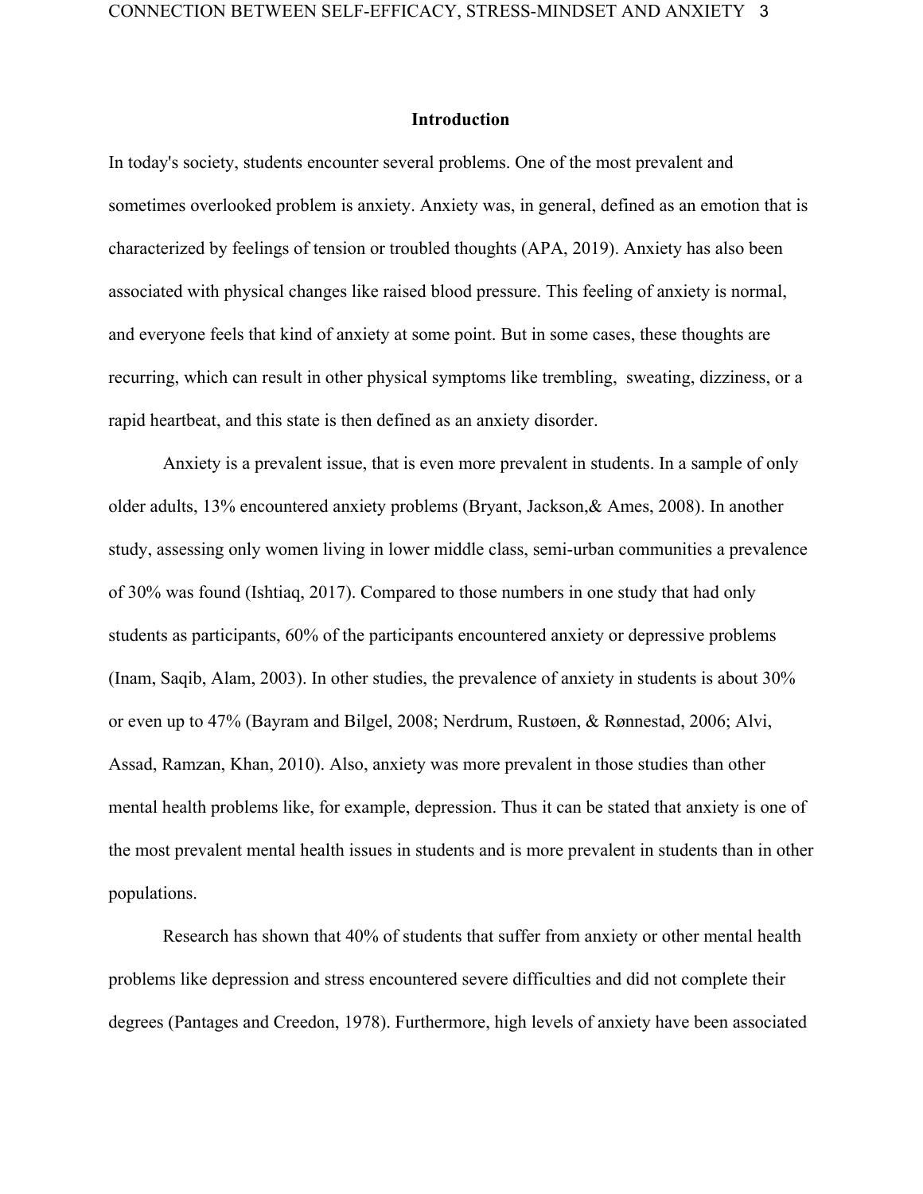## Introduction

In today's society, students encounter several problems. One of the most prevalent and sometimes overlooked problem is anxiety. Anxiety was, in general, defined as an emotion that is characterized by feelings of tension or troubled thoughts (APA, 2019). Anxiety has also been associated with physical changes like raised blood pressure. This feeling of anxiety is normal, and everyone feels that kind of anxiety at some point. But in some cases, these thoughts are recurring, which can result in other physical symptoms like trembling, sweating, dizziness, or a rapid heartbeat, and this state is then defined as an anxiety disorder.

Anxiety is a prevalent issue, that is even more prevalent in students. In a sample of only older adults, 13% encountered anxiety problems (Bryant, Jackson,& Ames, 2008). In another study, assessing only women living in lower middle class, semi-urban communities a prevalence of 30% was found (Ishtiaq, 2017). Compared to those numbers in one study that had only students as participants, 60% of the participants encountered anxiety or depressive problems (Inam, Saqib, Alam, 2003). In other studies, the prevalence of anxiety in students is about 30% or even up to 47% (Bayram and Bilgel, 2008; Nerdrum, Rustøen, & Rønnestad, 2006; Alvi, Assad, Ramzan, Khan, 2010). Also, anxiety was more prevalent in those studies than other mental health problems like, for example, depression. Thus it can be stated that anxiety is one of the most prevalent mental health issues in students and is more prevalent in students than in other populations.

Research has shown that 40% of students that suffer from anxiety or other mental health problems like depression and stress encountered severe difficulties and did not complete their degrees (Pantages and Creedon, 1978). Furthermore, high levels of anxiety have been associated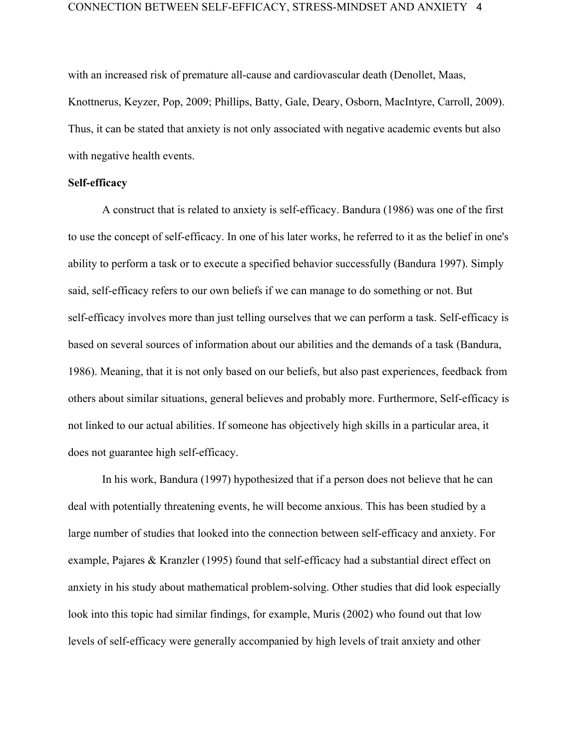with an increased risk of premature all-cause and cardiovascular death (Denollet, Maas, Knottnerus, Keyzer, Pop, 2009; Phillips, Batty, Gale, Deary, Osborn, MacIntyre, Carroll, 2009). Thus, it can be stated that anxiety is not only associated with negative academic events but also with negative health events.

**Self-efficacy**

A construct that is related to anxiety is self-efficacy. Bandura (1986) was one of the first to use the concept of self-efficacy. In one of his later works, he referred to it as the belief in one's ability to perform a task or to execute a specified behavior successfully (Bandura 1997). Simply said, self-efficacy refers to our own beliefs if we can manage to do something or not. But self-efficacy involves more than just telling ourselves that we can perform a task. Self-efficacy is based on several sources of information about our abilities and the demands of a task (Bandura, 1986). Meaning, that it is not only based on our beliefs, but also past experiences, feedback from others about similar situations, general believes and probably more. Furthermore, Self-efficacy is not linked to our actual abilities. If someone has objectively high skills in a particular area, it does not guarantee high self-efficacy.

In his work, Bandura (1997) hypothesized that if a person does not believe that he can deal with potentially threatening events, he will become anxious. This has been studied by a large number of studies that looked into the connection between self-efficacy and anxiety. For example, Pajares & Kranzler (1995) found that self-efficacy had a substantial direct effect on anxiety in his study about mathematical problem-solving. Other studies that did look especially look into this topic had similar findings, for example, Muris (2002) who found out that low levels of self-efficacy were generally accompanied by high levels of trait anxiety and other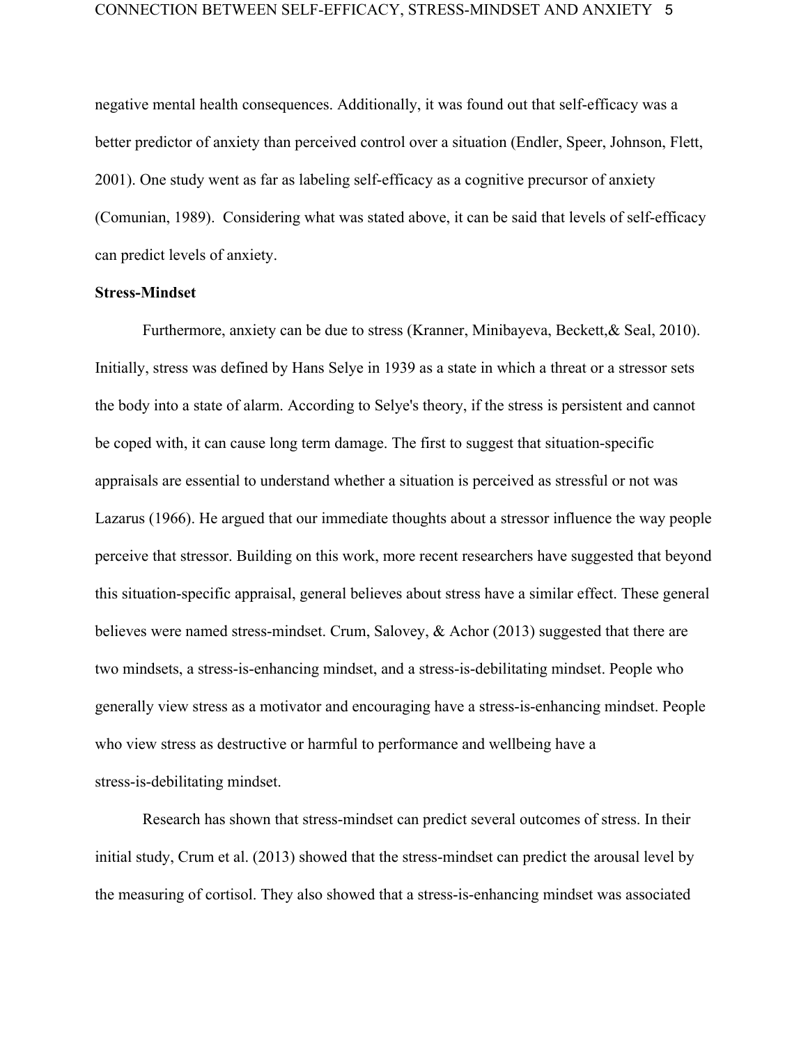negative mental health consequences. Additionally, it was found out that self-efficacy was a better predictor of anxiety than perceived control over a situation (Endler, Speer, Johnson, Flett, 2001). One study went as far as labeling self-efficacy as a cognitive precursor of anxiety (Comunian, 1989). Considering what was stated above, it can be said that levels of self-efficacy can predict levels of anxiety.

**Stress-Mindset**

Furthermore, anxiety can be due to stress (Kranner, Minibayeva, Beckett,& Seal, 2010). Initially, stress was defined by Hans Selye in 1939 as a state in which a threat or a stressor sets the body into a state of alarm. According to Selye's theory, if the stress is persistent and cannot be coped with, it can cause long term damage. The first to suggest that situation-specific appraisals are essential to understand whether a situation is perceived as stressful or not was Lazarus (1966). He argued that our immediate thoughts about a stressor influence the way people perceive that stressor. Building on this work, more recent researchers have suggested that beyond this situation-specific appraisal, general believes about stress have a similar effect. These general believes were named stress-mindset. Crum, Salovey, & Achor (2013) suggested that there are two mindsets, a stress-is-enhancing mindset, and a stress-is-debilitating mindset. People who generally view stress as a motivator and encouraging have a stress-is-enhancing mindset. People who view stress as destructive or harmful to performance and wellbeing have a stress-is-debilitating mindset.

Research has shown that stress-mindset can predict several outcomes of stress. In their initial study, Crum et al. (2013) showed that the stress-mindset can predict the arousal level by the measuring of cortisol. They also showed that a stress-is-enhancing mindset was associated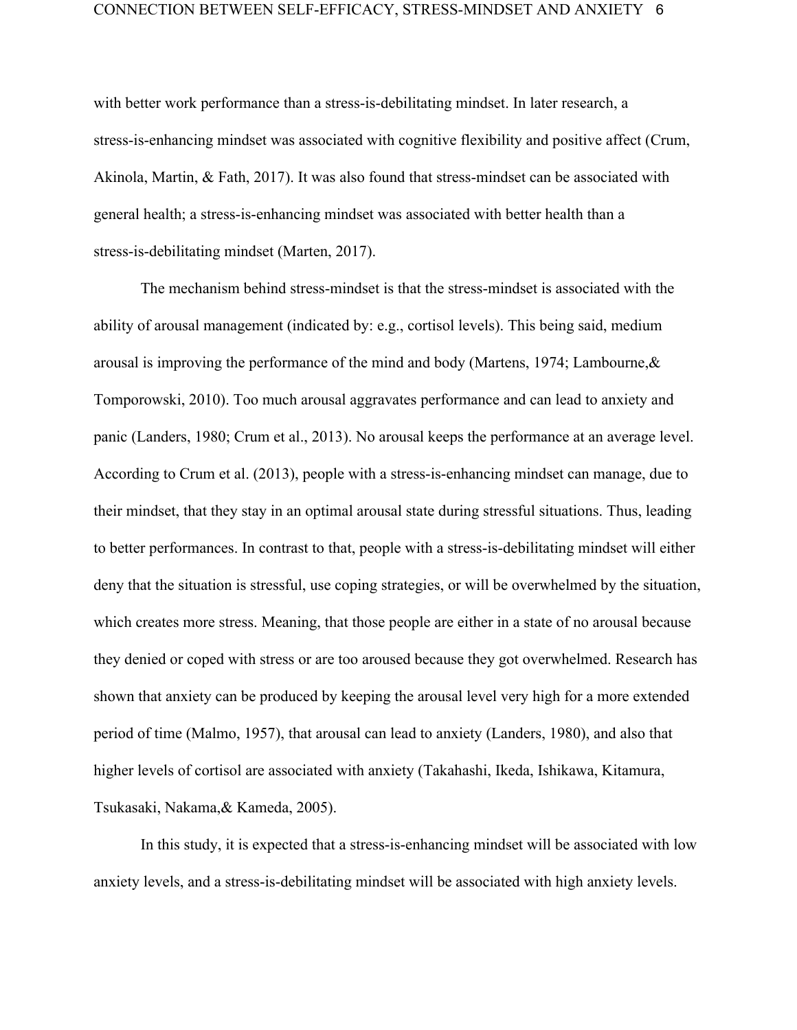with better work performance than a stress-is-debilitating mindset. In later research, a stress-is-enhancing mindset was associated with cognitive flexibility and positive affect (Crum, Akinola, Martin, & Fath, 2017). It was also found that stress-mindset can be associated with general health; a stress-is-enhancing mindset was associated with better health than a stress-is-debilitating mindset (Marten, 2017).

The mechanism behind stress-mindset is that the stress-mindset is associated with the ability of arousal management (indicated by: e.g., cortisol levels). This being said, medium arousal is improving the performance of the mind and body (Martens, 1974; Lambourne,& Tomporowski, 2010). Too much arousal aggravates performance and can lead to anxiety and panic (Landers, 1980; Crum et al., 2013). No arousal keeps the performance at an average level. According to Crum et al. (2013), people with a stress-is-enhancing mindset can manage, due to their mindset, that they stay in an optimal arousal state during stressful situations. Thus, leading to better performances. In contrast to that, people with a stress-is-debilitating mindset will either deny that the situation is stressful, use coping strategies, or will be overwhelmed by the situation, which creates more stress. Meaning, that those people are either in a state of no arousal because they denied or coped with stress or are too aroused because they got overwhelmed. Research has shown that anxiety can be produced by keeping the arousal level very high for a more extended period of time (Malmo, 1957), that arousal can lead to anxiety (Landers, 1980), and also that higher levels of cortisol are associated with anxiety (Takahashi, Ikeda, Ishikawa, Kitamura, Tsukasaki, Nakama,& Kameda, 2005).

In this study, it is expected that a stress-is-enhancing mindset will be associated with low anxiety levels, and a stress-is-debilitating mindset will be associated with high anxiety levels.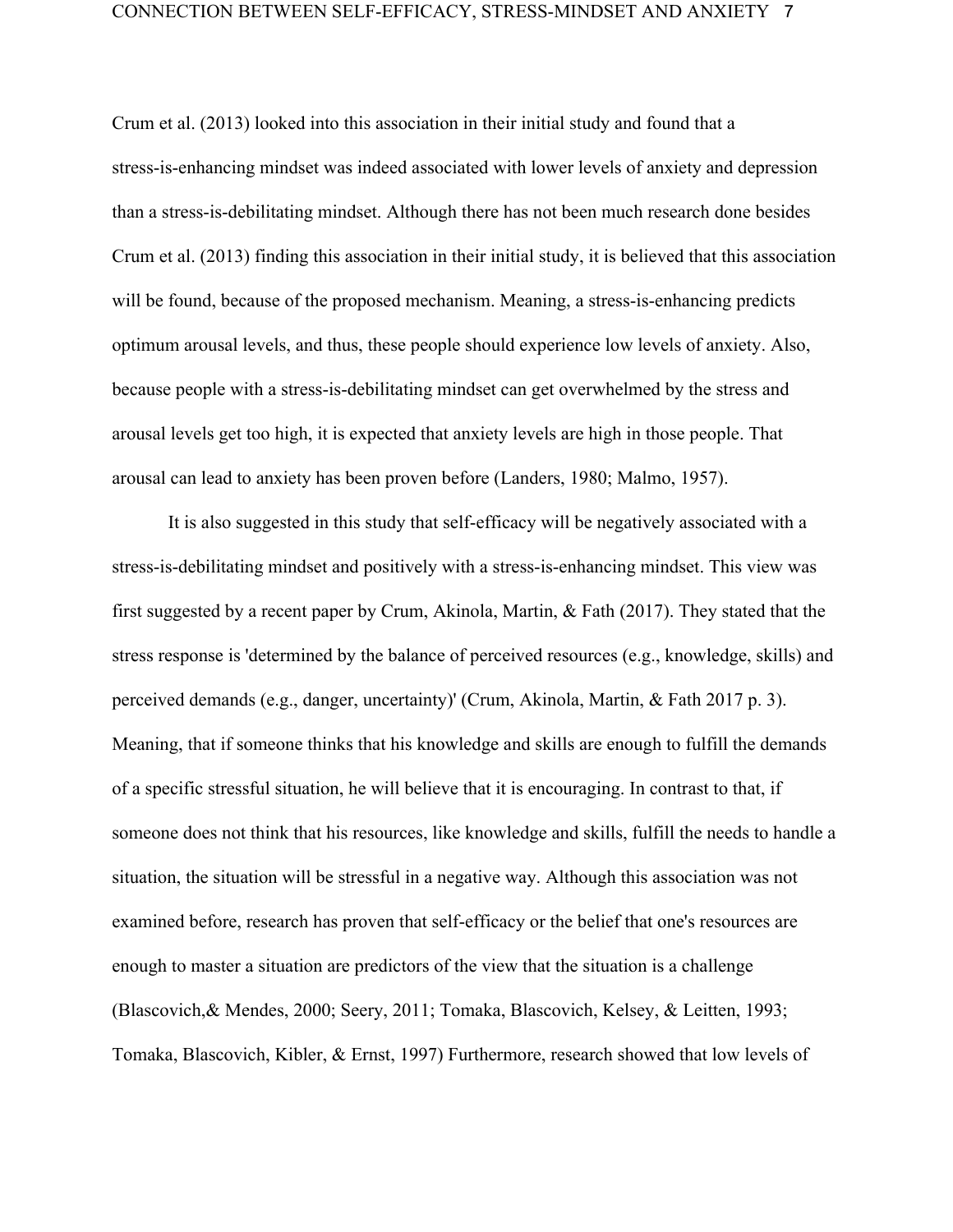Crum et al. (2013) looked into this association in their initial study and found that a stress-is-enhancing mindset was indeed associated with lower levels of anxiety and depression than a stress-is-debilitating mindset. Although there has not been much research done besides Crum et al. (2013) finding this association in their initial study, it is believed that this association will be found, because of the proposed mechanism. Meaning, a stress-is-enhancing predicts optimum arousal levels, and thus, these people should experience low levels of anxiety. Also, because people with a stress-is-debilitating mindset can get overwhelmed by the stress and arousal levels get too high, it is expected that anxiety levels are high in those people. That arousal can lead to anxiety has been proven before (Landers, 1980; Malmo, 1957).

It is also suggested in this study that self-efficacy will be negatively associated with a stress-is-debilitating mindset and positively with a stress-is-enhancing mindset. This view was first suggested by a recent paper by Crum, Akinola, Martin, & Fath (2017). They stated that the stress response is 'determined by the balance of perceived resources (e.g., knowledge, skills) and perceived demands (e.g., danger, uncertainty)' (Crum, Akinola, Martin, & Fath 2017 p. 3). Meaning, that if someone thinks that his knowledge and skills are enough to fulfill the demands of a specific stressful situation, he will believe that it is encouraging. In contrast to that, if someone does not think that his resources, like knowledge and skills, fulfill the needs to handle a situation, the situation will be stressful in a negative way. Although this association was not examined before, research has proven that self-efficacy or the belief that one's resources are enough to master a situation are predictors of the view that the situation is a challenge (Blascovich,& Mendes, 2000; Seery, 2011; Tomaka, Blascovich, Kelsey, & Leitten, 1993; Tomaka, Blascovich, Kibler, & Ernst, 1997) Furthermore, research showed that low levels of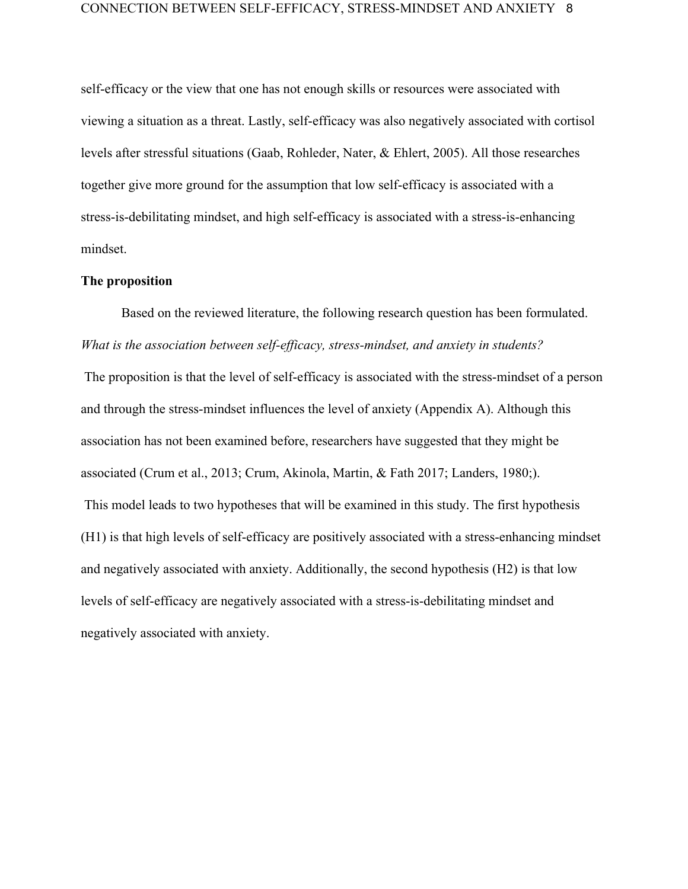self-efficacy or the view that one has not enough skills or resources were associated with viewing a situation as a threat. Lastly, self-efficacy was also negatively associated with cortisol levels after stressful situations (Gaab, Rohleder, Nater, & Ehlert, 2005). All those researches together give more ground for the assumption that low self-efficacy is associated with a stress-is-debilitating mindset, and high self-efficacy is associated with a stress-is-enhancing mindset.

**The proposition**

Based on the reviewed literature, the following research question has been formulated. *What is the association between self-efficacy, stress-mindset, and anxiety in students?*

The proposition is that the level of self-efficacy is associated with the stress-mindset of a person and through the stress-mindset influences the level of anxiety (Appendix A). Although this association has not been examined before, researchers have suggested that they might be associated (Crum et al., 2013; Crum, Akinola, Martin, & Fath 2017; Landers, 1980;).

This model leads to two hypotheses that will be examined in this study. The first hypothesis (H1) is that high levels of self-efficacy are positively associated with a stress-enhancing mindset and negatively associated with anxiety. Additionally, the second hypothesis (H2) is that low levels of self-efficacy are negatively associated with a stress-is-debilitating mindset and negatively associated with anxiety.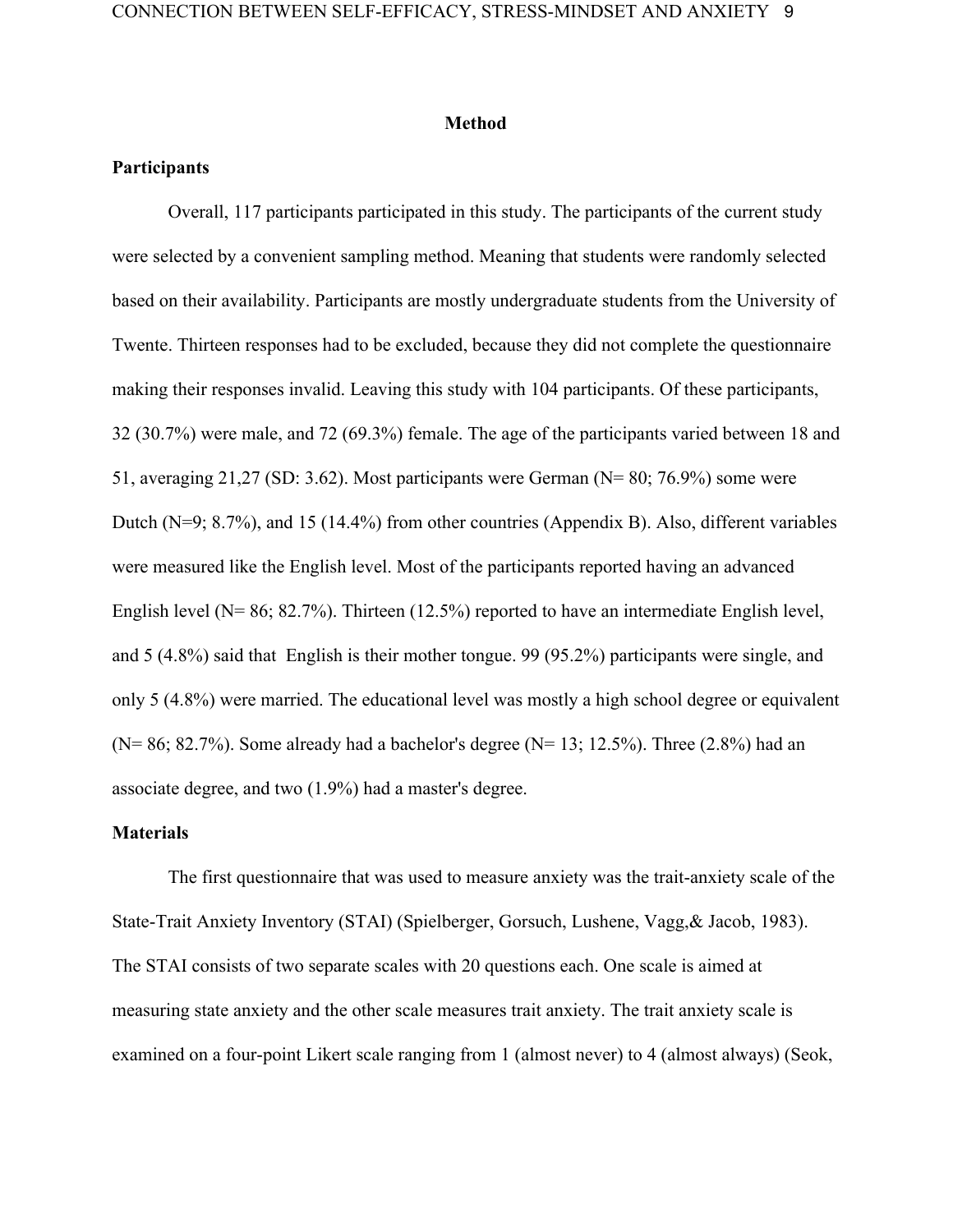# Method

## Participants

Overall, 117 participants participated in this study. The participants of the current study were selected by a convenient sampling method. Meaning that students were randomly selected based on their availability. Participants are mostly undergraduate students from the University of Twente. Thirteen responses had to be excluded, because they did not complete the questionnaire making their responses invalid. Leaving this study with 104 participants. Of these participants, 32 (30.7%) were male, and 72 (69.3%) female. The age of the participants varied between 18 and 51, averaging 21,27 (SD: 3.62). Most participants were German (N= 80; 76.9%) some were Dutch (N=9; 8.7%), and 15 (14.4%) from other countries (Appendix B). Also, different variables were measured like the English level. Most of the participants reported having an advanced English level (N= 86; 82.7%). Thirteen (12.5%) reported to have an intermediate English level, and 5 (4.8%) said that English is their mother tongue. 99 (95.2%) participants were single, and only 5 (4.8%) were married. The educational level was mostly a high school degree or equivalent (N= 86; 82.7%). Some already had a bachelor's degree (N= 13; 12.5%). Three (2.8%) had an associate degree, and two (1.9%) had a master's degree.

## Materials

The first questionnaire that was used to measure anxiety was the trait-anxiety scale of the State-Trait Anxiety Inventory (STAI) (Spielberger, Gorsuch, Lushene, Vagg,& Jacob, 1983). The STAI consists of two separate scales with 20 questions each. One scale is aimed at measuring state anxiety and the other scale measures trait anxiety. The trait anxiety scale is examined on a four-point Likert scale ranging from 1 (almost never) to 4 (almost always) (Seok,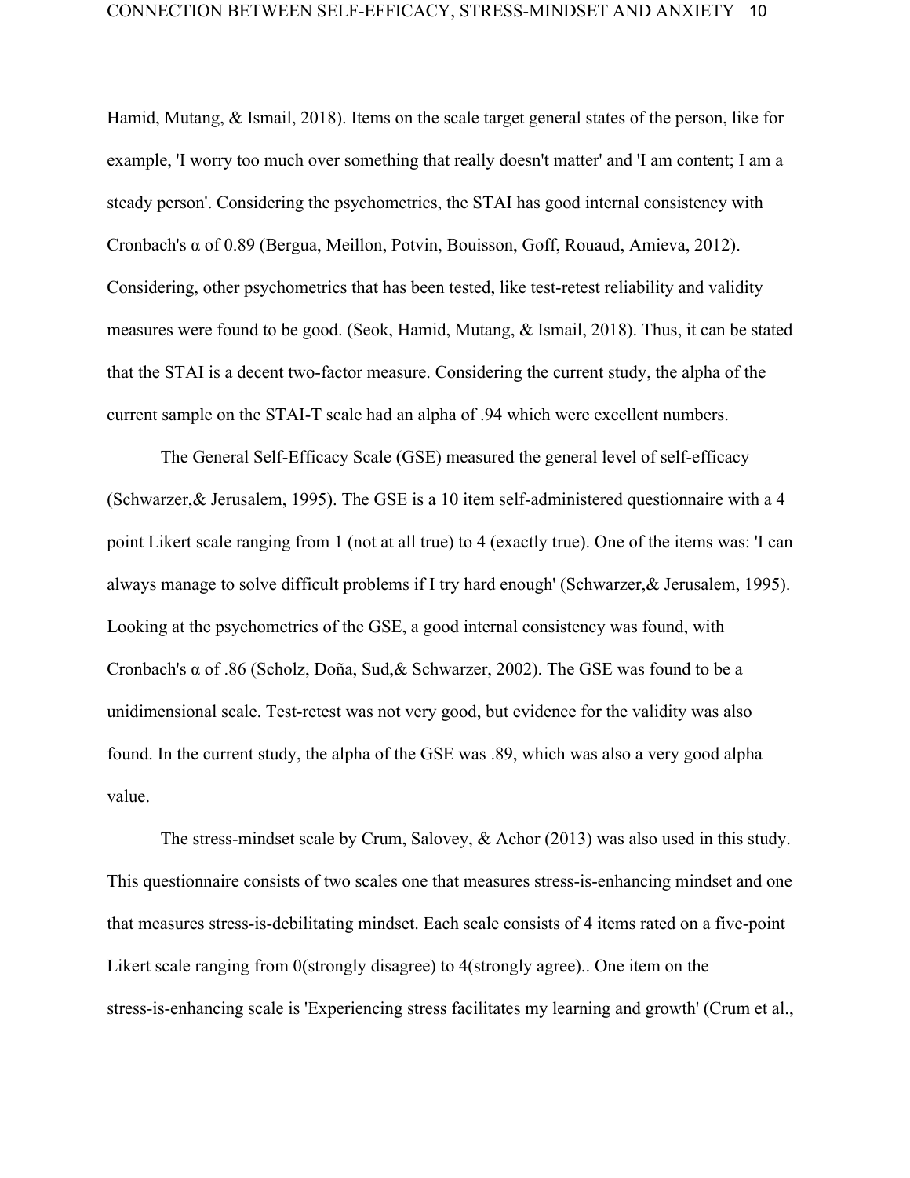Hamid, Mutang, & Ismail, 2018). Items on the scale target general states of the person, like for example, 'I worry too much over something that really doesn't matter' and 'I am content; I am a steady person'. Considering the psychometrics, the STAI has good internal consistency with Cronbach's α of 0.89 (Bergua, Meillon, Potvin, Bouisson, Goff, Rouaud, Amieva, 2012). Considering, other psychometrics that has been tested, like test-retest reliability and validity measures were found to be good. (Seok, Hamid, Mutang, & Ismail, 2018). Thus, it can be stated that the STAI is a decent two-factor measure. Considering the current study, the alpha of the current sample on the STAI-T scale had an alpha of .94 which were excellent numbers.

The General Self-Efficacy Scale (GSE) measured the general level of self-efficacy (Schwarzer,& Jerusalem, 1995). The GSE is a 10 item self-administered questionnaire with a 4 point Likert scale ranging from 1 (not at all true) to 4 (exactly true). One of the items was: 'I can always manage to solve difficult problems if I try hard enough' (Schwarzer,& Jerusalem, 1995). Looking at the psychometrics of the GSE, a good internal consistency was found, with Cronbach's α of .86 (Scholz, Doña, Sud,& Schwarzer, 2002). The GSE was found to be a unidimensional scale. Test-retest was not very good, but evidence for the validity was also found. In the current study, the alpha of the GSE was .89, which was also a very good alpha value.

The stress-mindset scale by Crum, Salovey, & Achor (2013) was also used in this study. This questionnaire consists of two scales one that measures stress-is-enhancing mindset and one that measures stress-is-debilitating mindset. Each scale consists of 4 items rated on a five-point Likert scale ranging from 0(strongly disagree) to 4(strongly agree).. One item on the stress-is-enhancing scale is 'Experiencing stress facilitates my learning and growth' (Crum et al.,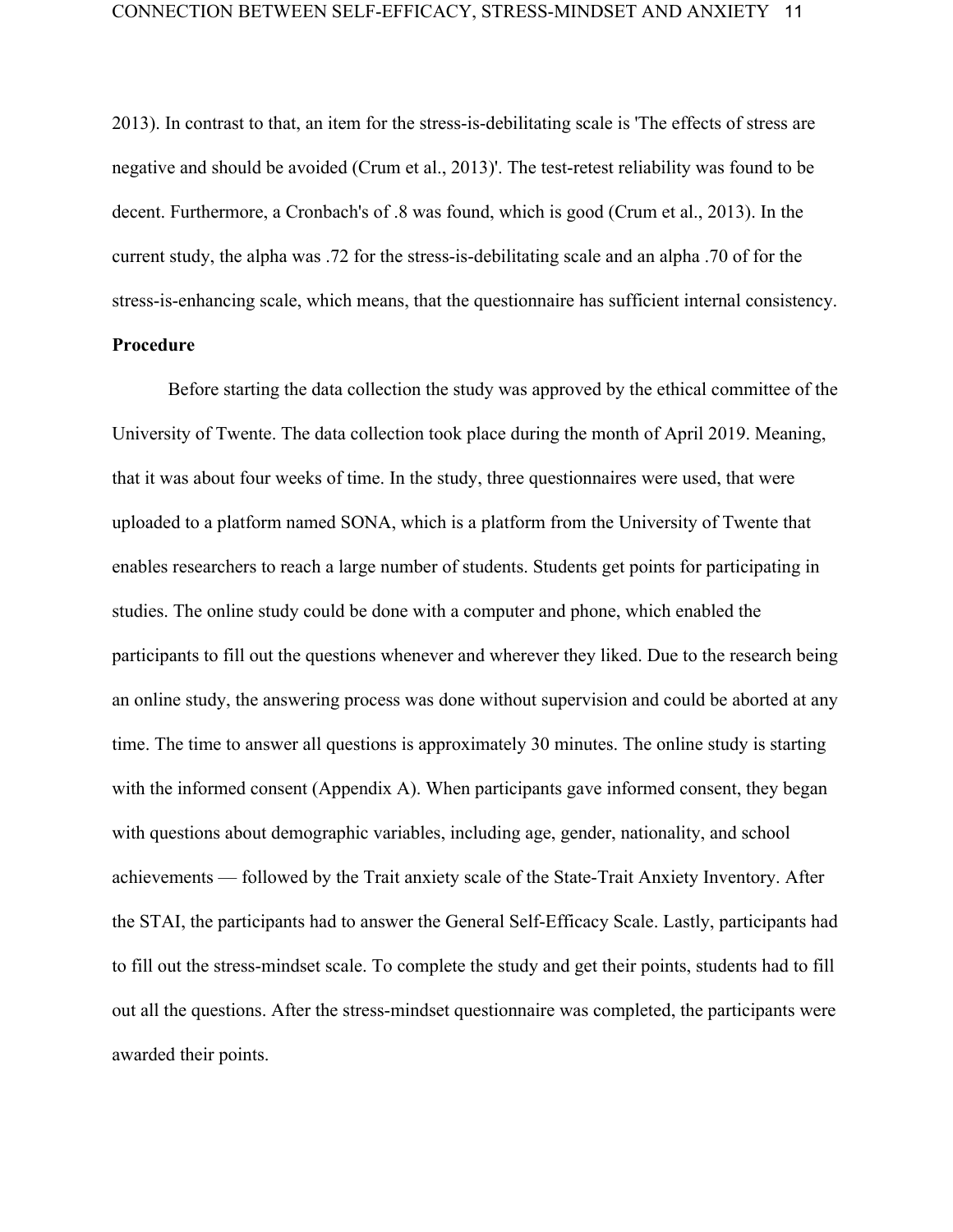2013). In contrast to that, an item for the stress-is-debilitating scale is 'The effects of stress are negative and should be avoided (Crum et al., 2013)'. The test-retest reliability was found to be decent. Furthermore, a Cronbach's of .8 was found, which is good (Crum et al., 2013). In the current study, the alpha was .72 for the stress-is-debilitating scale and an alpha .70 of for the stress-is-enhancing scale, which means, that the questionnaire has sufficient internal consistency.

**Procedure**

Before starting the data collection the study was approved by the ethical committee of the University of Twente. The data collection took place during the month of April 2019. Meaning, that it was about four weeks of time. In the study, three questionnaires were used, that were uploaded to a platform named SONA, which is a platform from the University of Twente that enables researchers to reach a large number of students. Students get points for participating in studies. The online study could be done with a computer and phone, which enabled the participants to fill out the questions whenever and wherever they liked. Due to the research being an online study, the answering process was done without supervision and could be aborted at any time. The time to answer all questions is approximately 30 minutes. The online study is starting with the informed consent (Appendix A). When participants gave informed consent, they began with questions about demographic variables, including age, gender, nationality, and school achievements — followed by the Trait anxiety scale of the State-Trait Anxiety Inventory. After the STAI, the participants had to answer the General Self-Efficacy Scale. Lastly, participants had to fill out the stress-mindset scale. To complete the study and get their points, students had to fill out all the questions. After the stress-mindset questionnaire was completed, the participants were awarded their points.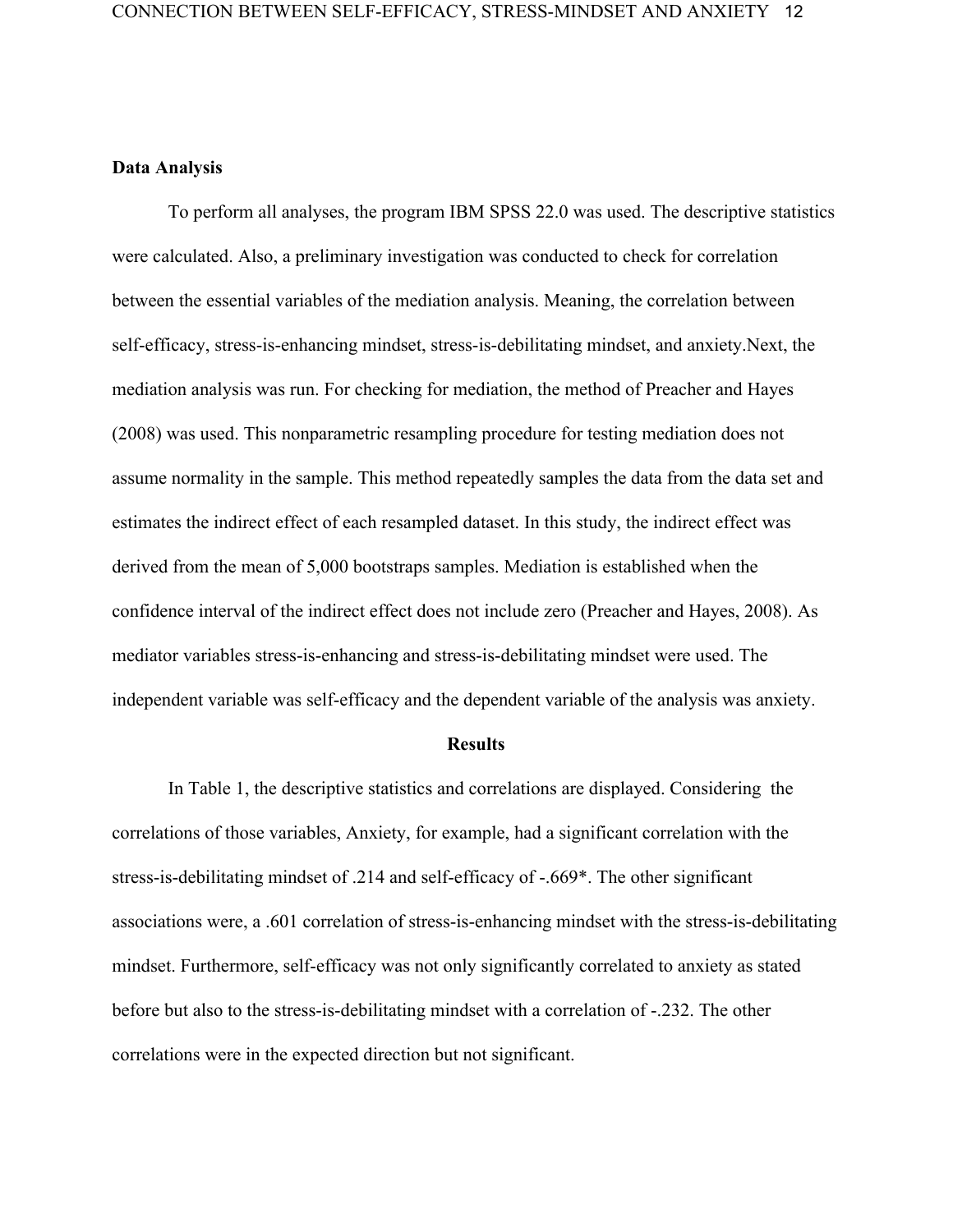**Data Analysis**

To perform all analyses, the program IBM SPSS 22.0 was used. The descriptive statistics were calculated. Also, a preliminary investigation was conducted to check for correlation between the essential variables of the mediation analysis. Meaning, the correlation between self-efficacy, stress-is-enhancing mindset, stress-is-debilitating mindset, and anxiety.Next, the mediation analysis was run. For checking for mediation, the method of Preacher and Hayes (2008) was used. This nonparametric resampling procedure for testing mediation does not assume normality in the sample. This method repeatedly samples the data from the data set and estimates the indirect effect of each resampled dataset. In this study, the indirect effect was derived from the mean of 5,000 bootstraps samples. Mediation is established when the confidence interval of the indirect effect does not include zero (Preacher and Hayes, 2008). As mediator variables stress-is-enhancing and stress-is-debilitating mindset were used. The independent variable was self-efficacy and the dependent variable of the analysis was anxiety.

**Results**

In Table 1, the descriptive statistics and correlations are displayed. Considering the correlations of those variables, Anxiety, for example, had a significant correlation with the stress-is-debilitating mindset of .214 and self-efficacy of -.669*. The other significant associations were, a .601 correlation of stress-is-enhancing mindset with the stress-is-debilitating mindset. Furthermore, self-efficacy was not only significantly correlated to anxiety as stated before but also to the stress-is-debilitating mindset with a correlation of -.232. The other correlations were in the expected direction but not significant.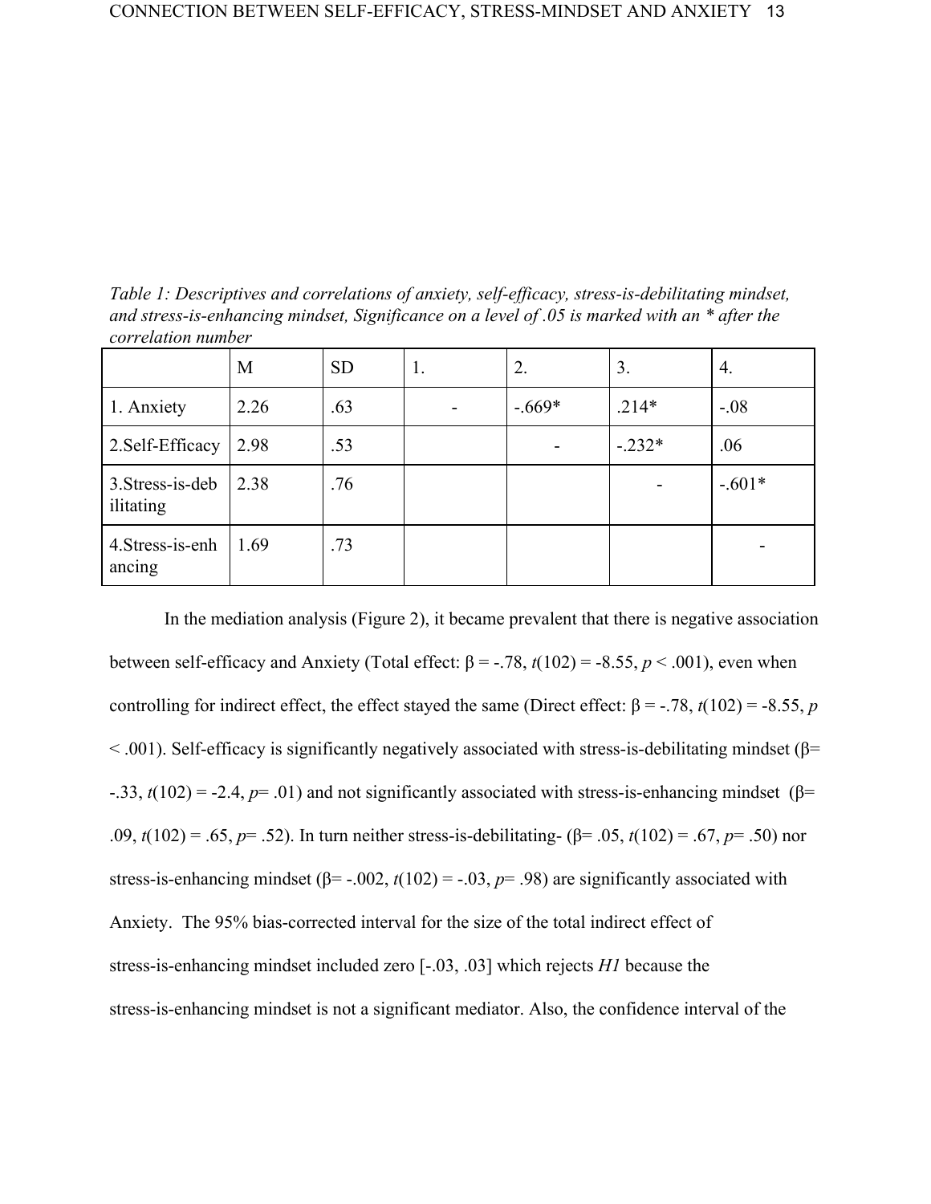*Table 1: Descriptives and correlations of anxiety, self-efficacy, stress-is-debilitating mindset, and stress-is-enhancing mindset, Significance on a level of .05 is marked with an * after the correlation number*

| | M | SD | 1. | 2. | 3. | 4. |
|---|---|---|---|---|---|---|
| 1. Anxiety | 2.26 | .63 | - | -.669* | .214* | -.08 |
| 2.Self-Efficacy | 2.98 | .53 | | - | -.232* | .06 |
| 3.Stress-is-debilitating | 2.38 | .76 | | | - | -.601* |
| 4.Stress-is-enhancing | 1.69 | .73 | | | | - |

In the mediation analysis (Figure 2), it became prevalent that there is negative association between self-efficacy and Anxiety (Total effect: $\beta = -.78$, $t(102) = -8.55$, $p < .001$), even when controlling for indirect effect, the effect stayed the same (Direct effect: $\beta = -.78$, $t(102) = -8.55$, $p < .001$). Self-efficacy is significantly negatively associated with stress-is-debilitating mindset ($\beta = -.33$, $t(102) = -2.4$, $p = .01$) and not significantly associated with stress-is-enhancing mindset ($\beta = .09$, $t(102) = .65$, $p = .52$). In turn neither stress-is-debilitating- ($\beta = .05$, $t(102) = .67$, $p = .50$) nor stress-is-enhancing mindset ($\beta = -.002$, $t(102) = -.03$, $p = .98$) are significantly associated with Anxiety. The 95% bias-corrected interval for the size of the total indirect effect of stress-is-enhancing mindset included zero [-.03, .03] which rejects *H1* because the stress-is-enhancing mindset is not a significant mediator. Also, the confidence interval of the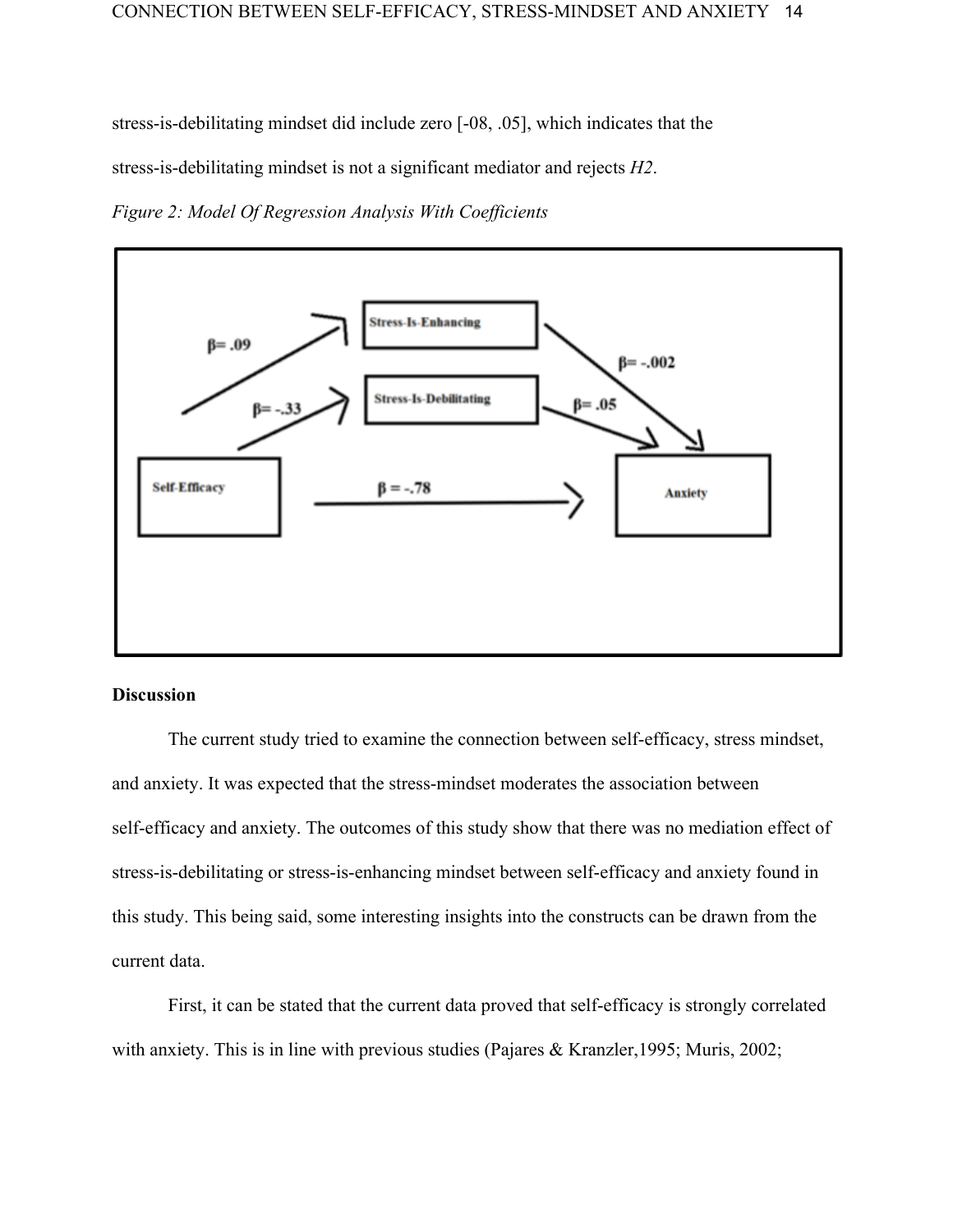stress-is-debilitating mindset did include zero [-08, .05], which indicates that the stress-is-debilitating mindset is not a significant mediator and rejects *H2*.

*Figure 2: Model Of Regression Analysis With Coefficients*

## Discussion

The current study tried to examine the connection between self-efficacy, stress mindset, and anxiety. It was expected that the stress-mindset moderates the association between self-efficacy and anxiety. The outcomes of this study show that there was no mediation effect of stress-is-debilitating or stress-is-enhancing mindset between self-efficacy and anxiety found in this study. This being said, some interesting insights into the constructs can be drawn from the current data.

First, it can be stated that the current data proved that self-efficacy is strongly correlated with anxiety. This is in line with previous studies (Pajares & Kranzler,1995; Muris, 2002;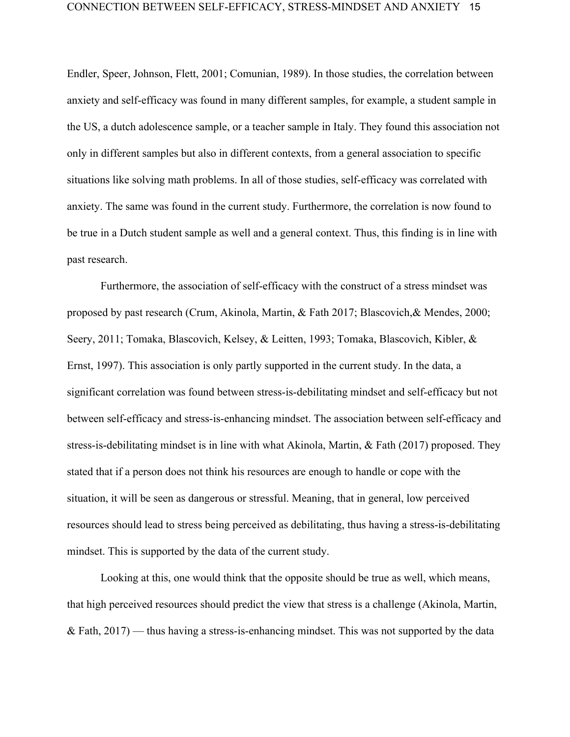Endler, Speer, Johnson, Flett, 2001; Comunian, 1989). In those studies, the correlation between anxiety and self-efficacy was found in many different samples, for example, a student sample in the US, a dutch adolescence sample, or a teacher sample in Italy. They found this association not only in different samples but also in different contexts, from a general association to specific situations like solving math problems. In all of those studies, self-efficacy was correlated with anxiety. The same was found in the current study. Furthermore, the correlation is now found to be true in a Dutch student sample as well and a general context. Thus, this finding is in line with past research.

Furthermore, the association of self-efficacy with the construct of a stress mindset was proposed by past research (Crum, Akinola, Martin, & Fath 2017; Blascovich,& Mendes, 2000; Seery, 2011; Tomaka, Blascovich, Kelsey, & Leitten, 1993; Tomaka, Blascovich, Kibler, & Ernst, 1997). This association is only partly supported in the current study. In the data, a significant correlation was found between stress-is-debilitating mindset and self-efficacy but not between self-efficacy and stress-is-enhancing mindset. The association between self-efficacy and stress-is-debilitating mindset is in line with what Akinola, Martin, & Fath (2017) proposed. They stated that if a person does not think his resources are enough to handle or cope with the situation, it will be seen as dangerous or stressful. Meaning, that in general, low perceived resources should lead to stress being perceived as debilitating, thus having a stress-is-debilitating mindset. This is supported by the data of the current study.

Looking at this, one would think that the opposite should be true as well, which means, that high perceived resources should predict the view that stress is a challenge (Akinola, Martin, & Fath, 2017) — thus having a stress-is-enhancing mindset. This was not supported by the data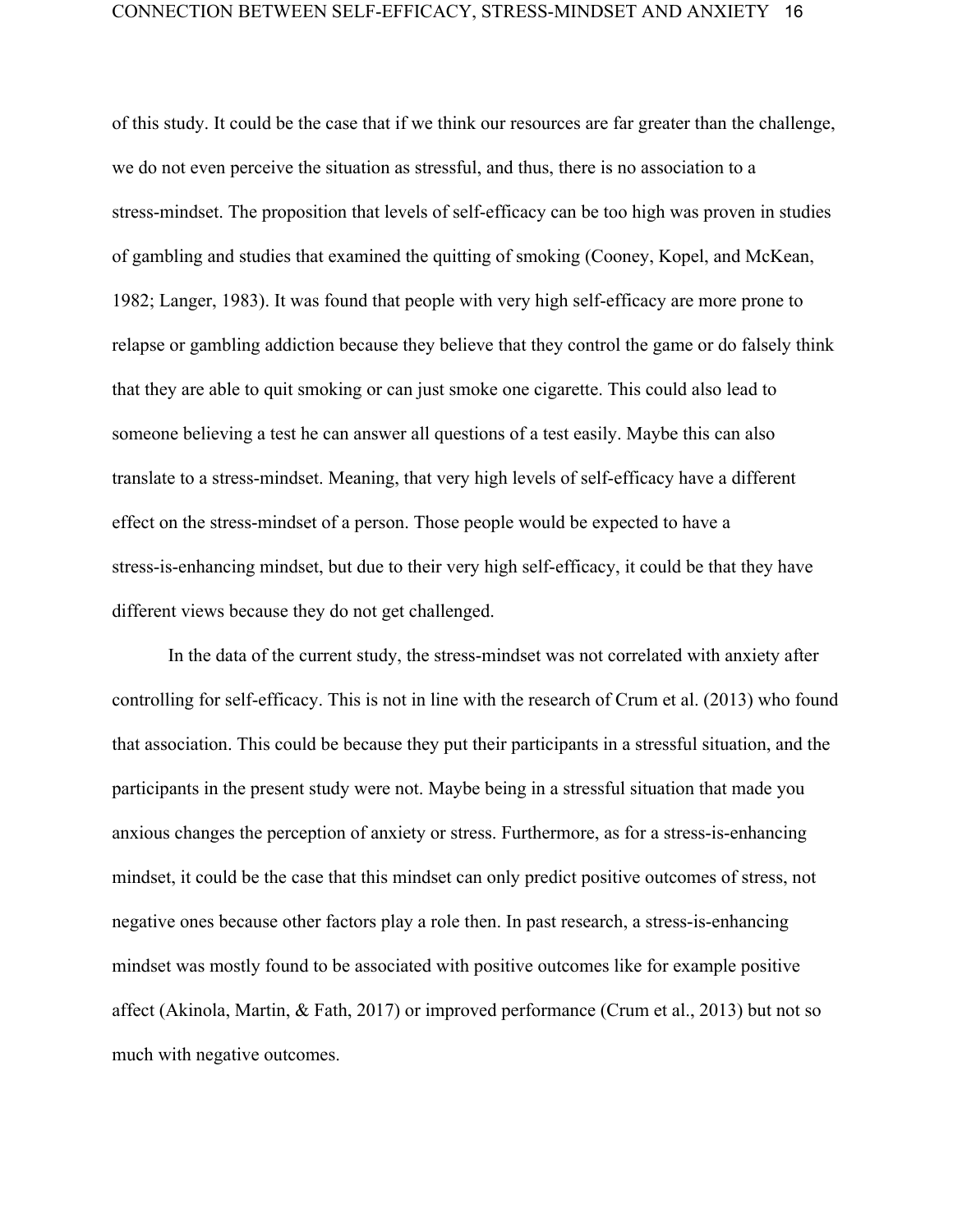of this study. It could be the case that if we think our resources are far greater than the challenge, we do not even perceive the situation as stressful, and thus, there is no association to a stress-mindset. The proposition that levels of self-efficacy can be too high was proven in studies of gambling and studies that examined the quitting of smoking (Cooney, Kopel, and McKean, 1982; Langer, 1983). It was found that people with very high self-efficacy are more prone to relapse or gambling addiction because they believe that they control the game or do falsely think that they are able to quit smoking or can just smoke one cigarette. This could also lead to someone believing a test he can answer all questions of a test easily. Maybe this can also translate to a stress-mindset. Meaning, that very high levels of self-efficacy have a different effect on the stress-mindset of a person. Those people would be expected to have a stress-is-enhancing mindset, but due to their very high self-efficacy, it could be that they have different views because they do not get challenged.

In the data of the current study, the stress-mindset was not correlated with anxiety after controlling for self-efficacy. This is not in line with the research of Crum et al. (2013) who found that association. This could be because they put their participants in a stressful situation, and the participants in the present study were not. Maybe being in a stressful situation that made you anxious changes the perception of anxiety or stress. Furthermore, as for a stress-is-enhancing mindset, it could be the case that this mindset can only predict positive outcomes of stress, not negative ones because other factors play a role then. In past research, a stress-is-enhancing mindset was mostly found to be associated with positive outcomes like for example positive affect (Akinola, Martin, & Fath, 2017) or improved performance (Crum et al., 2013) but not so much with negative outcomes.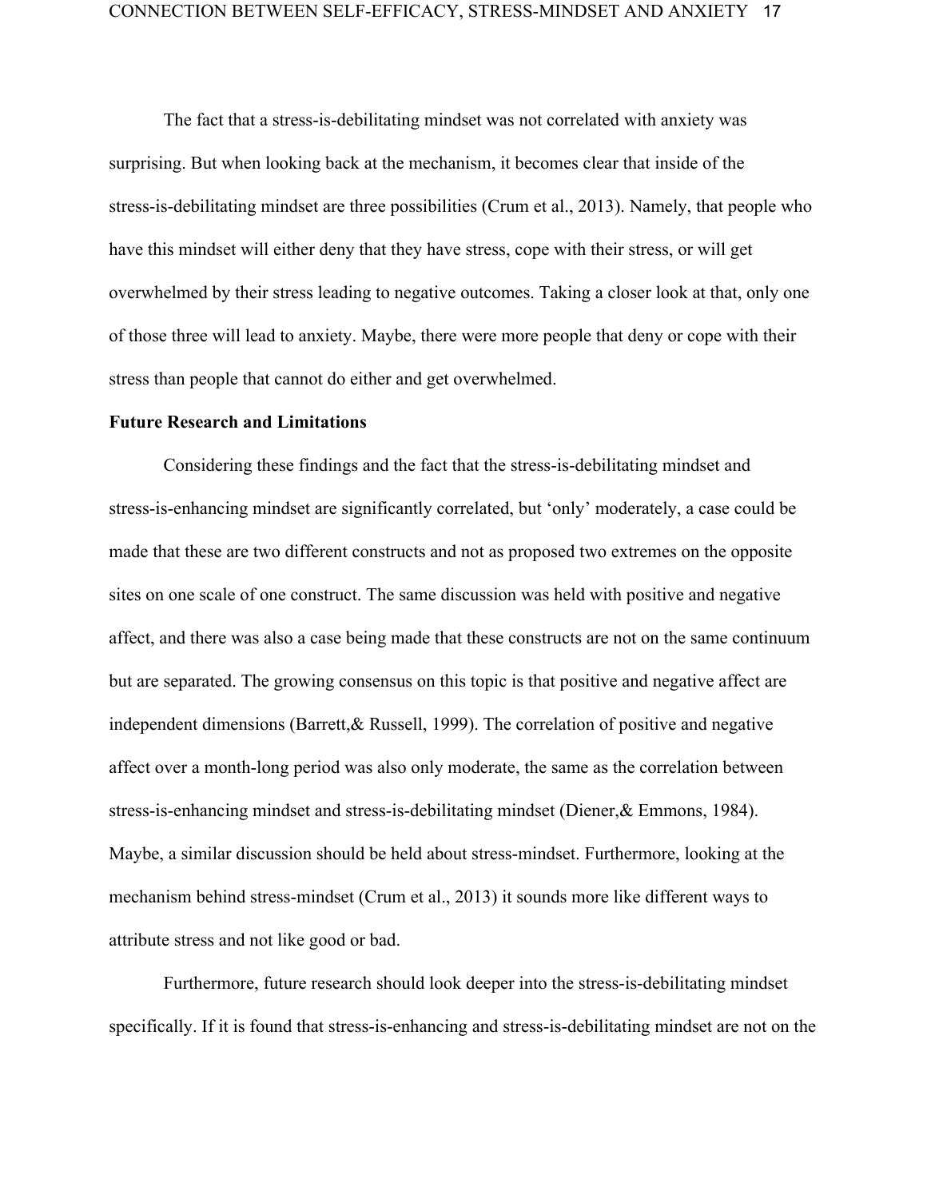The fact that a stress-is-debilitating mindset was not correlated with anxiety was surprising. But when looking back at the mechanism, it becomes clear that inside of the stress-is-debilitating mindset are three possibilities (Crum et al., 2013). Namely, that people who have this mindset will either deny that they have stress, cope with their stress, or will get overwhelmed by their stress leading to negative outcomes. Taking a closer look at that, only one of those three will lead to anxiety. Maybe, there were more people that deny or cope with their stress than people that cannot do either and get overwhelmed.

**Future Research and Limitations**

Considering these findings and the fact that the stress-is-debilitating mindset and stress-is-enhancing mindset are significantly correlated, but 'only' moderately, a case could be made that these are two different constructs and not as proposed two extremes on the opposite sites on one scale of one construct. The same discussion was held with positive and negative affect, and there was also a case being made that these constructs are not on the same continuum but are separated. The growing consensus on this topic is that positive and negative affect are independent dimensions (Barrett,& Russell, 1999). The correlation of positive and negative affect over a month-long period was also only moderate, the same as the correlation between stress-is-enhancing mindset and stress-is-debilitating mindset (Diener,& Emmons, 1984). Maybe, a similar discussion should be held about stress-mindset. Furthermore, looking at the mechanism behind stress-mindset (Crum et al., 2013) it sounds more like different ways to attribute stress and not like good or bad.

Furthermore, future research should look deeper into the stress-is-debilitating mindset specifically. If it is found that stress-is-enhancing and stress-is-debilitating mindset are not on the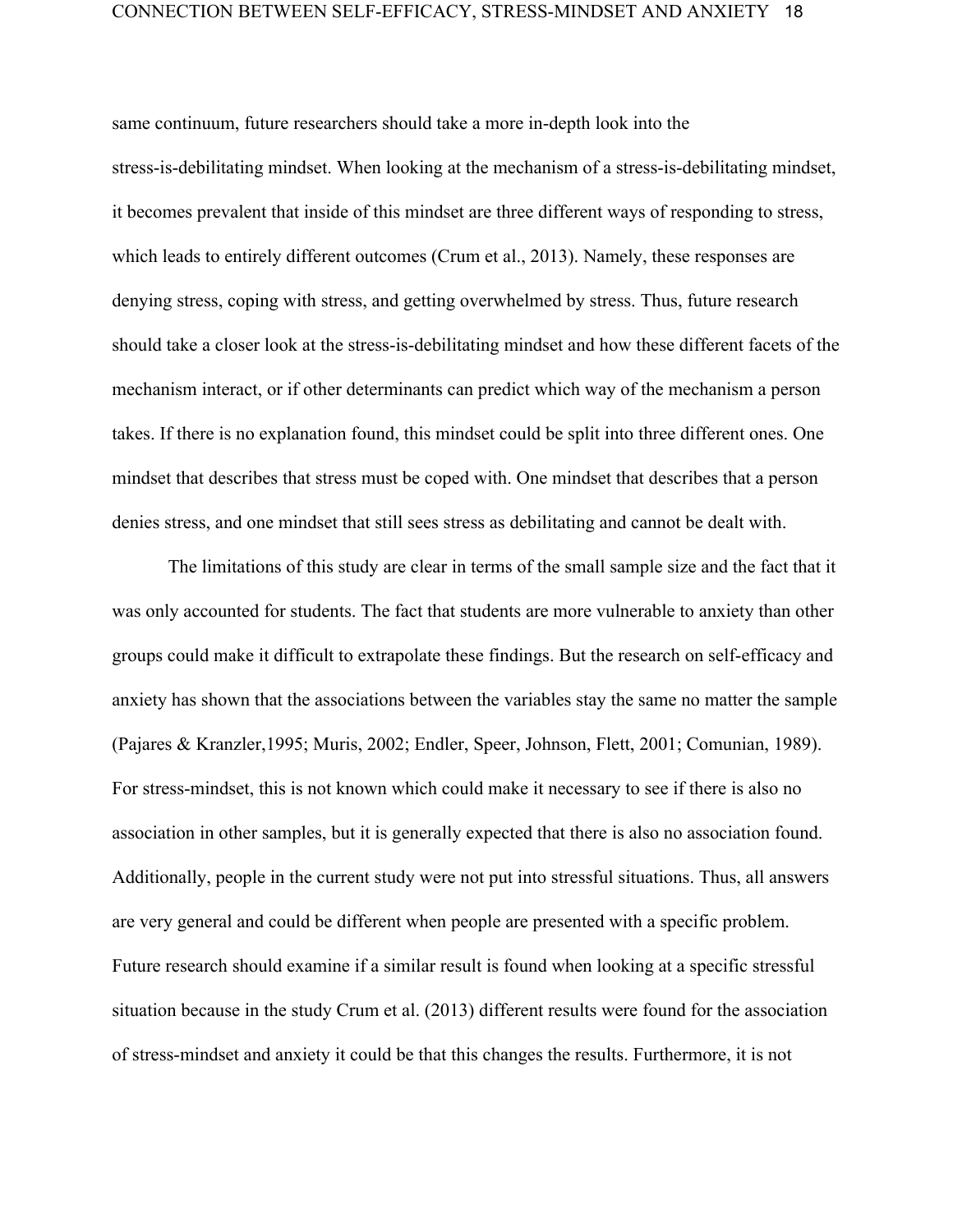same continuum, future researchers should take a more in-depth look into the stress-is-debilitating mindset. When looking at the mechanism of a stress-is-debilitating mindset, it becomes prevalent that inside of this mindset are three different ways of responding to stress, which leads to entirely different outcomes (Crum et al., 2013). Namely, these responses are denying stress, coping with stress, and getting overwhelmed by stress. Thus, future research should take a closer look at the stress-is-debilitating mindset and how these different facets of the mechanism interact, or if other determinants can predict which way of the mechanism a person takes. If there is no explanation found, this mindset could be split into three different ones. One mindset that describes that stress must be coped with. One mindset that describes that a person denies stress, and one mindset that still sees stress as debilitating and cannot be dealt with.

The limitations of this study are clear in terms of the small sample size and the fact that it was only accounted for students. The fact that students are more vulnerable to anxiety than other groups could make it difficult to extrapolate these findings. But the research on self-efficacy and anxiety has shown that the associations between the variables stay the same no matter the sample (Pajares & Kranzler,1995; Muris, 2002; Endler, Speer, Johnson, Flett, 2001; Comunian, 1989). For stress-mindset, this is not known which could make it necessary to see if there is also no association in other samples, but it is generally expected that there is also no association found. Additionally, people in the current study were not put into stressful situations. Thus, all answers are very general and could be different when people are presented with a specific problem. Future research should examine if a similar result is found when looking at a specific stressful situation because in the study Crum et al. (2013) different results were found for the association of stress-mindset and anxiety it could be that this changes the results. Furthermore, it is not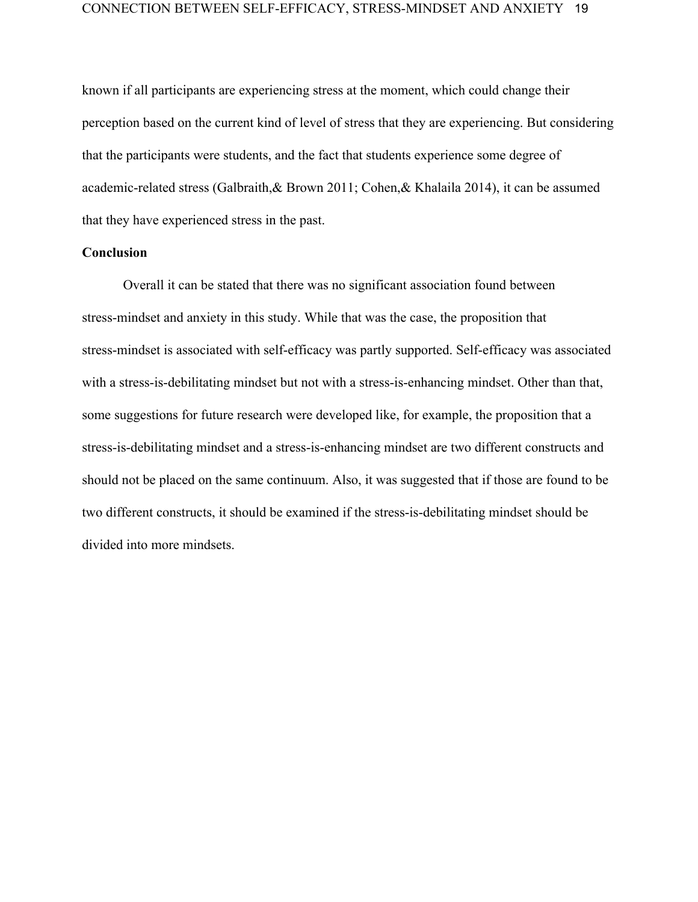known if all participants are experiencing stress at the moment, which could change their perception based on the current kind of level of stress that they are experiencing. But considering that the participants were students, and the fact that students experience some degree of academic-related stress (Galbraith,& Brown 2011; Cohen,& Khalaila 2014), it can be assumed that they have experienced stress in the past.

**Conclusion**

Overall it can be stated that there was no significant association found between stress-mindset and anxiety in this study. While that was the case, the proposition that stress-mindset is associated with self-efficacy was partly supported. Self-efficacy was associated with a stress-is-debilitating mindset but not with a stress-is-enhancing mindset. Other than that, some suggestions for future research were developed like, for example, the proposition that a stress-is-debilitating mindset and a stress-is-enhancing mindset are two different constructs and should not be placed on the same continuum. Also, it was suggested that if those are found to be two different constructs, it should be examined if the stress-is-debilitating mindset should be divided into more mindsets.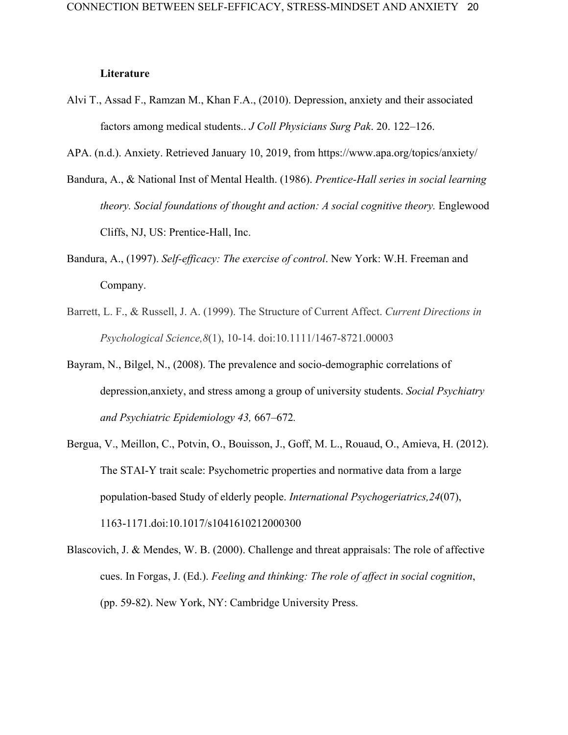**Literature**

Alvi T., Assad F., Ramzan M., Khan F.A., (2010). Depression, anxiety and their associated factors among medical students.. *J Coll Physicians Surg Pak*. 20. 122–126.

APA. (n.d.). Anxiety. Retrieved January 10, 2019, from https://www.apa.org/topics/anxiety/

Bandura, A., & National Inst of Mental Health. (1986). *Prentice-Hall series in social learning theory. Social foundations of thought and action: A social cognitive theory.* Englewood Cliffs, NJ, US: Prentice-Hall, Inc.

Bandura, A., (1997). *Self-efficacy: The exercise of control*. New York: W.H. Freeman and Company.

Barrett, L. F., & Russell, J. A. (1999). The Structure of Current Affect. *Current Directions in Psychological Science,8*(1), 10-14. doi:10.1111/1467-8721.00003

Bayram, N., Bilgel, N., (2008). The prevalence and socio-demographic correlations of depression,anxiety, and stress among a group of university students. *Social Psychiatry and Psychiatric Epidemiology 43,* 667–672.

Bergua, V., Meillon, C., Potvin, O., Bouisson, J., Goff, M. L., Rouaud, O., Amieva, H. (2012). The STAI-Y trait scale: Psychometric properties and normative data from a large population-based Study of elderly people. *International Psychogeriatrics,24*(07), 1163-1171.doi:10.1017/s1041610212000300

Blascovich, J. & Mendes, W. B. (2000). Challenge and threat appraisals: The role of affective cues. In Forgas, J. (Ed.). *Feeling and thinking: The role of affect in social cognition*, (pp. 59-82). New York, NY: Cambridge University Press.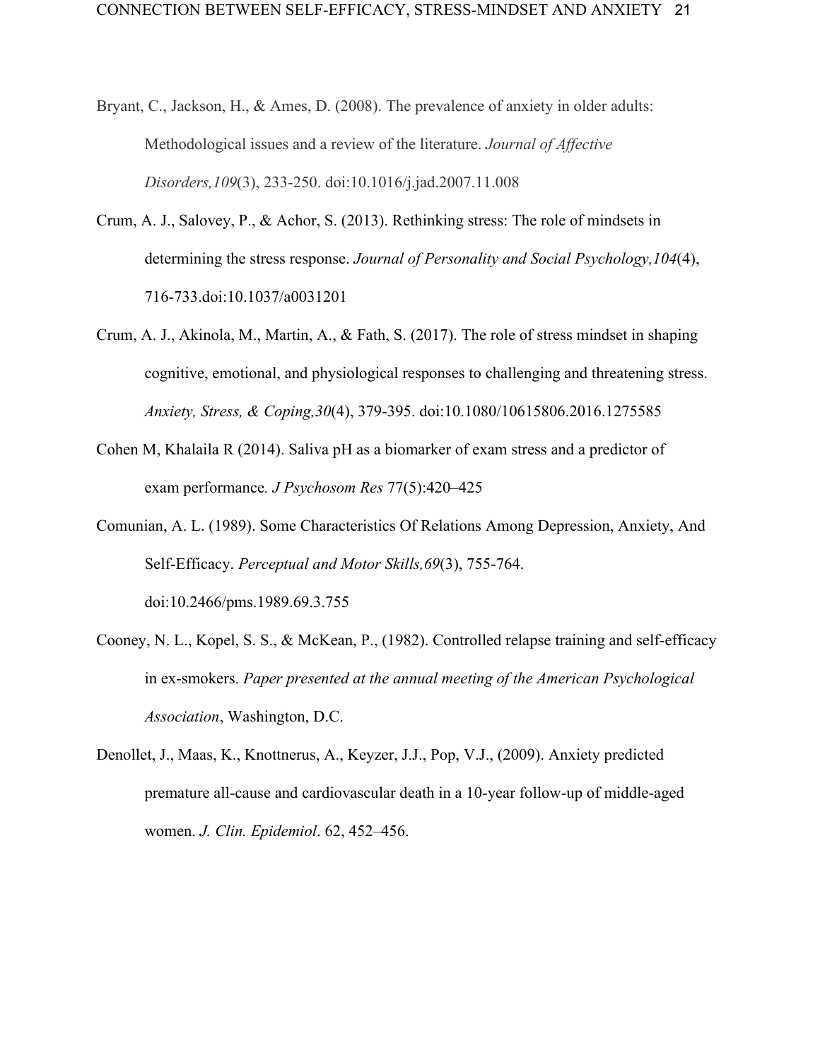Bryant, C., Jackson, H., & Ames, D. (2008). The prevalence of anxiety in older adults: Methodological issues and a review of the literature. *Journal of Affective Disorders,109*(3), 233-250. doi:10.1016/j.jad.2007.11.008

Crum, A. J., Salovey, P., & Achor, S. (2013). Rethinking stress: The role of mindsets in determining the stress response. *Journal of Personality and Social Psychology,104*(4), 716-733.doi:10.1037/a0031201

Crum, A. J., Akinola, M., Martin, A., & Fath, S. (2017). The role of stress mindset in shaping cognitive, emotional, and physiological responses to challenging and threatening stress. *Anxiety, Stress, & Coping,30*(4), 379-395. doi:10.1080/10615806.2016.1275585

Cohen M, Khalaila R (2014). Saliva pH as a biomarker of exam stress and a predictor of exam performance*. J Psychosom Res* 77(5):420–425

Comunian, A. L. (1989). Some Characteristics Of Relations Among Depression, Anxiety, And Self-Efficacy. *Perceptual and Motor Skills,69*(3), 755-764. doi:10.2466/pms.1989.69.3.755

Cooney, N. L., Kopel, S. S., & McKean, P., (1982). Controlled relapse training and self-efficacy in ex-smokers. *Paper presented at the annual meeting of the American Psychological Association*, Washington, D.C.

Denollet, J., Maas, K., Knottnerus, A., Keyzer, J.J., Pop, V.J., (2009). Anxiety predicted premature all-cause and cardiovascular death in a 10-year follow-up of middle-aged women. *J. Clin. Epidemiol*. 62, 452–456.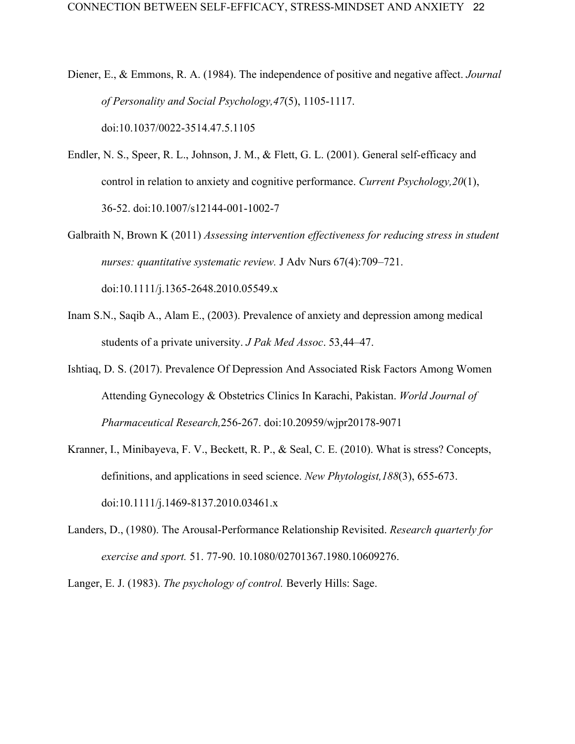Diener, E., & Emmons, R. A. (1984). The independence of positive and negative affect. *Journal of Personality and Social Psychology,47*(5), 1105-1117. doi:10.1037/0022-3514.47.5.1105

Endler, N. S., Speer, R. L., Johnson, J. M., & Flett, G. L. (2001). General self-efficacy and control in relation to anxiety and cognitive performance. *Current Psychology,20*(1), 36-52. doi:10.1007/s12144-001-1002-7

Galbraith N, Brown K (2011) *Assessing intervention effectiveness for reducing stress in student nurses: quantitative systematic review.* J Adv Nurs 67(4):709–721. doi:10.1111/j.1365-2648.2010.05549.x

Inam S.N., Saqib A., Alam E., (2003). Prevalence of anxiety and depression among medical students of a private university. *J Pak Med Assoc*. 53,44–47.

Ishtiaq, D. S. (2017). Prevalence Of Depression And Associated Risk Factors Among Women Attending Gynecology & Obstetrics Clinics In Karachi, Pakistan. *World Journal of Pharmaceutical Research,*256-267. doi:10.20959/wjpr20178-9071

Kranner, I., Minibayeva, F. V., Beckett, R. P., & Seal, C. E. (2010). What is stress? Concepts, definitions, and applications in seed science. *New Phytologist,188*(3), 655-673. doi:10.1111/j.1469-8137.2010.03461.x

Landers, D., (1980). The Arousal-Performance Relationship Revisited. *Research quarterly for exercise and sport.* 51. 77-90. 10.1080/02701367.1980.10609276.

Langer, E. J. (1983). *The psychology of control.* Beverly Hills: Sage.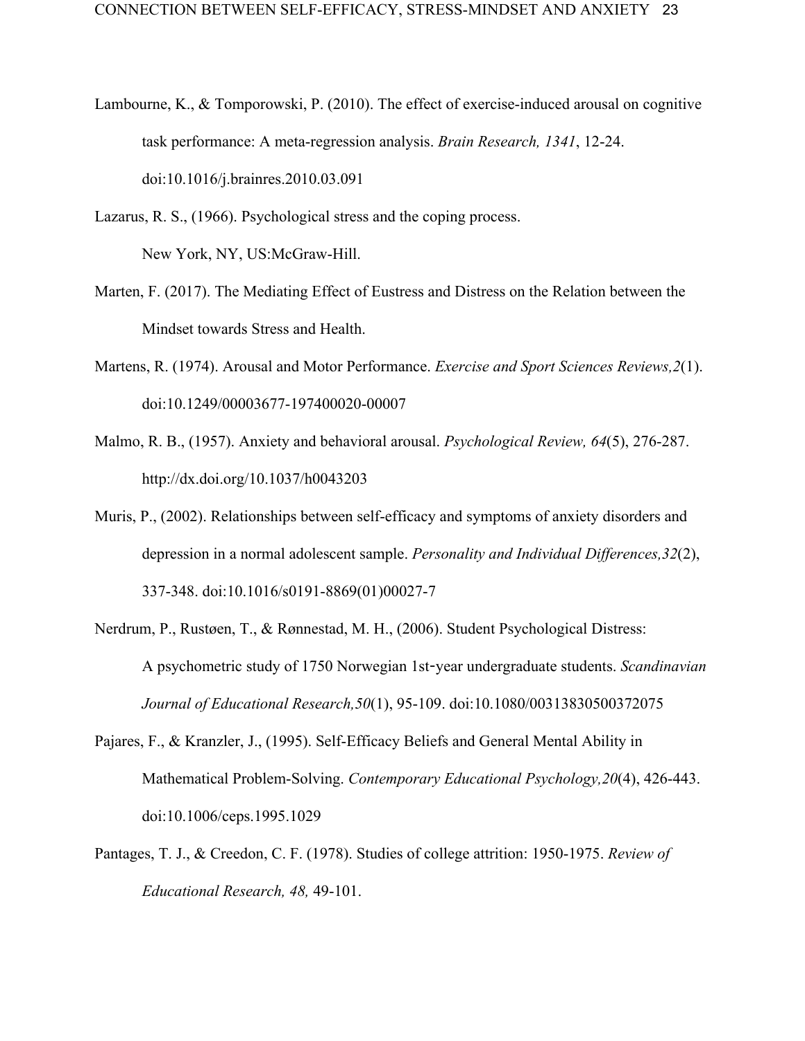Lambourne, K., & Tomporowski, P. (2010). The effect of exercise-induced arousal on cognitive task performance: A meta-regression analysis. *Brain Research, 1341*, 12-24. doi:10.1016/j.brainres.2010.03.091

Lazarus, R. S., (1966). Psychological stress and the coping process. New York, NY, US:McGraw-Hill.

Marten, F. (2017). The Mediating Effect of Eustress and Distress on the Relation between the Mindset towards Stress and Health.

Martens, R. (1974). Arousal and Motor Performance. *Exercise and Sport Sciences Reviews,2*(1). doi:10.1249/00003677-197400020-00007

Malmo, R. B., (1957). Anxiety and behavioral arousal. *Psychological Review, 64*(5), 276-287. http://dx.doi.org/10.1037/h0043203

Muris, P., (2002). Relationships between self-efficacy and symptoms of anxiety disorders and depression in a normal adolescent sample. *Personality and Individual Differences,32*(2), 337-348. doi:10.1016/s0191-8869(01)00027-7

Nerdrum, P., Rustøen, T., & Rønnestad, M. H., (2006). Student Psychological Distress: A psychometric study of 1750 Norwegian 1st-year undergraduate students. *Scandinavian Journal of Educational Research,50*(1), 95-109. doi:10.1080/00313830500372075

Pajares, F., & Kranzler, J., (1995). Self-Efficacy Beliefs and General Mental Ability in Mathematical Problem-Solving. *Contemporary Educational Psychology,20*(4), 426-443. doi:10.1006/ceps.1995.1029

Pantages, T. J., & Creedon, C. F. (1978). Studies of college attrition: 1950-1975. *Review of Educational Research, 48,* 49-101.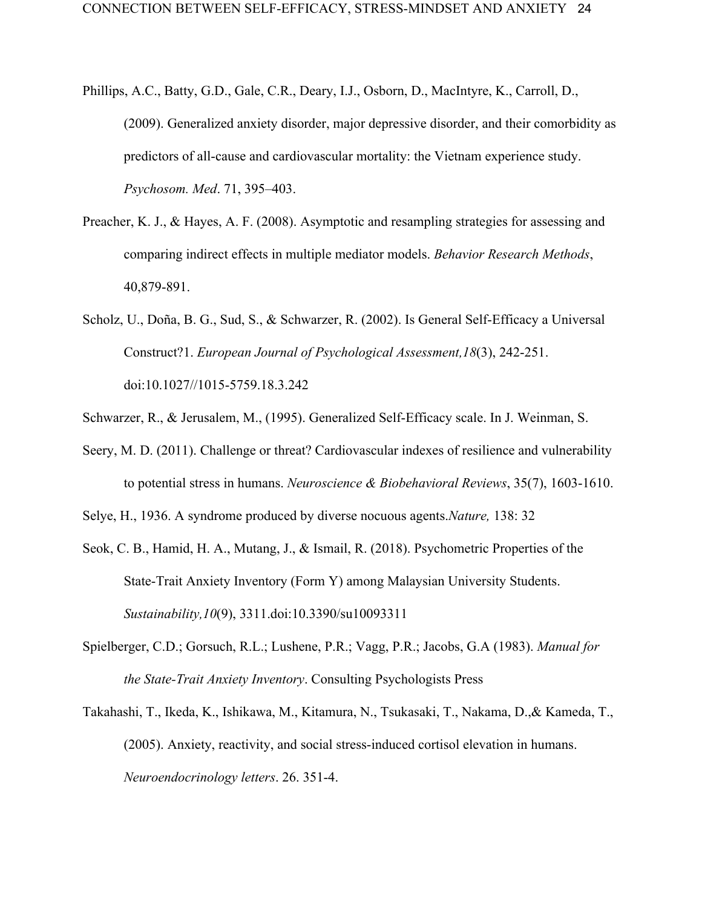Phillips, A.C., Batty, G.D., Gale, C.R., Deary, I.J., Osborn, D., MacIntyre, K., Carroll, D., (2009). Generalized anxiety disorder, major depressive disorder, and their comorbidity as predictors of all-cause and cardiovascular mortality: the Vietnam experience study. *Psychosom. Med*. 71, 395–403.

Preacher, K. J., & Hayes, A. F. (2008). Asymptotic and resampling strategies for assessing and comparing indirect effects in multiple mediator models. *Behavior Research Methods*, 40,879-891.

Scholz, U., Doña, B. G., Sud, S., & Schwarzer, R. (2002). Is General Self-Efficacy a Universal Construct?1. *European Journal of Psychological Assessment,18*(3), 242-251. doi:10.1027//1015-5759.18.3.242

Schwarzer, R., & Jerusalem, M., (1995). Generalized Self-Efficacy scale. In J. Weinman, S.

Seery, M. D. (2011). Challenge or threat? Cardiovascular indexes of resilience and vulnerability to potential stress in humans. *Neuroscience & Biobehavioral Reviews*, 35(7), 1603-1610.

Selye, H., 1936. A syndrome produced by diverse nocuous agents.*Nature,* 138: 32

Seok, C. B., Hamid, H. A., Mutang, J., & Ismail, R. (2018). Psychometric Properties of the State-Trait Anxiety Inventory (Form Y) among Malaysian University Students. *Sustainability,10*(9), 3311.doi:10.3390/su10093311

Spielberger, C.D.; Gorsuch, R.L.; Lushene, P.R.; Vagg, P.R.; Jacobs, G.A (1983). *Manual for the State-Trait Anxiety Inventory*. Consulting Psychologists Press

Takahashi, T., Ikeda, K., Ishikawa, M., Kitamura, N., Tsukasaki, T., Nakama, D.,& Kameda, T., (2005). Anxiety, reactivity, and social stress-induced cortisol elevation in humans. *Neuroendocrinology letters*. 26. 351-4.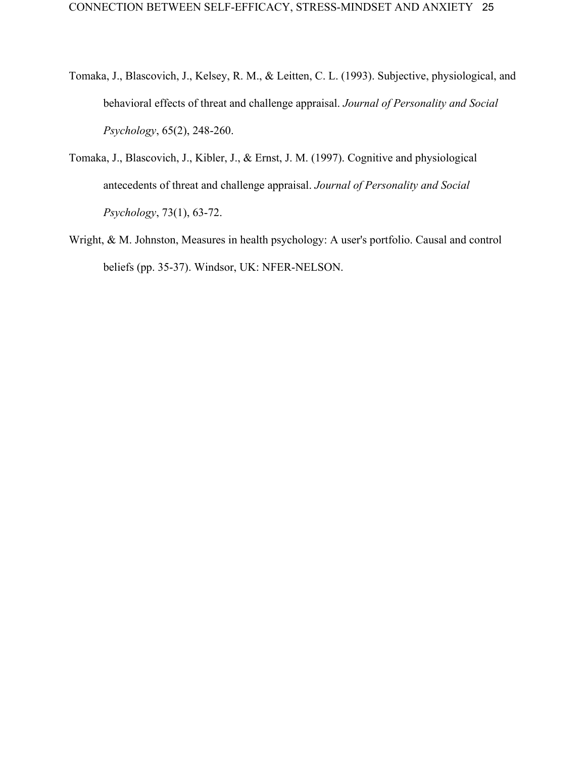Tomaka, J., Blascovich, J., Kelsey, R. M., & Leitten, C. L. (1993). Subjective, physiological, and behavioral effects of threat and challenge appraisal. *Journal of Personality and Social Psychology*, 65(2), 248-260.

Tomaka, J., Blascovich, J., Kibler, J., & Ernst, J. M. (1997). Cognitive and physiological antecedents of threat and challenge appraisal. *Journal of Personality and Social Psychology*, 73(1), 63-72.

Wright, & M. Johnston, Measures in health psychology: A user's portfolio. Causal and control beliefs (pp. 35-37). Windsor, UK: NFER-NELSON.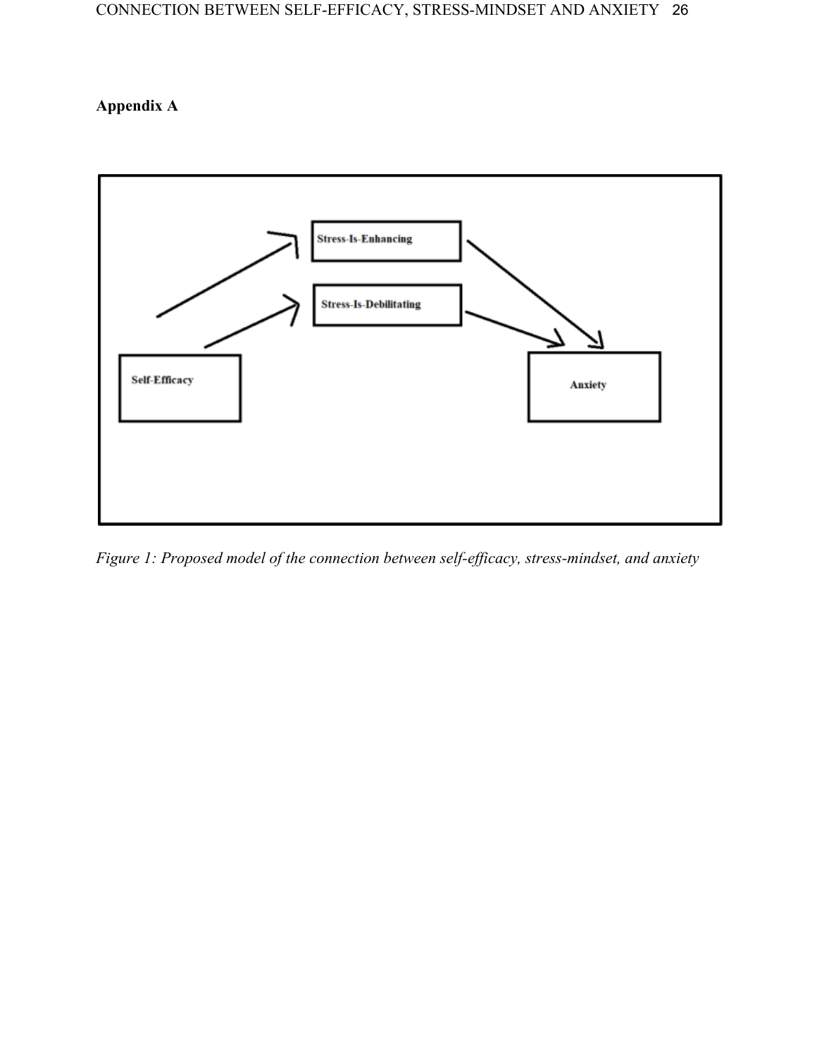## Appendix A

Stress-Is-Enhancing

Stress-Is-Debilitating

Self-Efficacy

Anxiety

*Figure 1: Proposed model of the connection between self-efficacy, stress-mindset, and anxiety*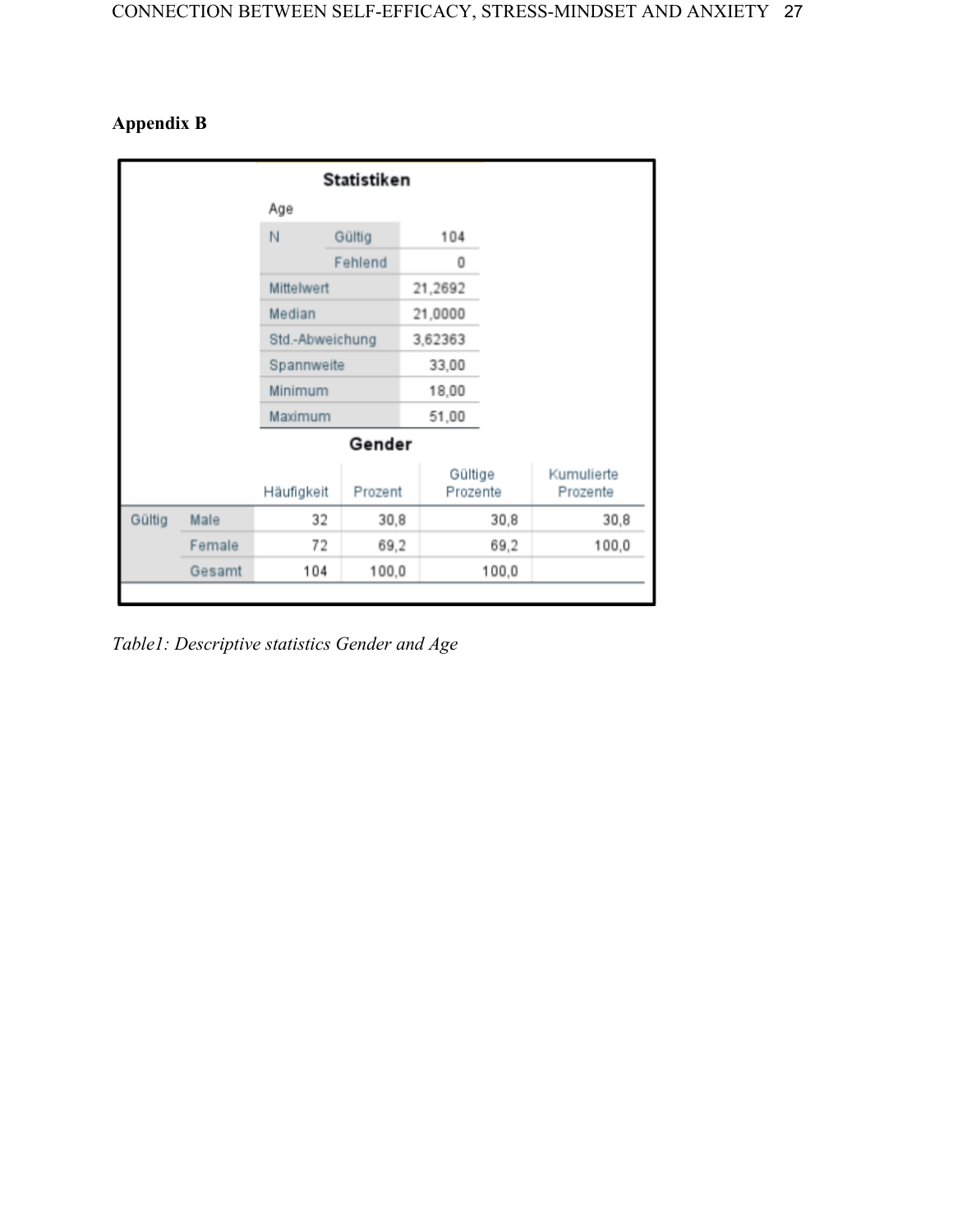## Appendix B

**Statistiken**

Age

| | | |
|---|---|---|
| N | Gültig | 104 |
| | Fehlend | 0 |
| Mittelwert | | 21,2692 |
| Median | | 21,0000 |
| Std.-Abweichung | | 3,62363 |
| Spannweite | | 33,00 |
| Minimum | | 18,00 |
| Maximum | | 51,00 |

**Gender**

| | | Häufigkeit | Prozent | Gültige Prozente | Kumulierte Prozente |
|---|---|---|---|---|---|
| Gültig | Male | 32 | 30,8 | 30,8 | 30,8 |
| | Female | 72 | 69,2 | 69,2 | 100,0 |
| | Gesamt | 104 | 100,0 | 100,0 | |

*Table1: Descriptive statistics Gender and Age*